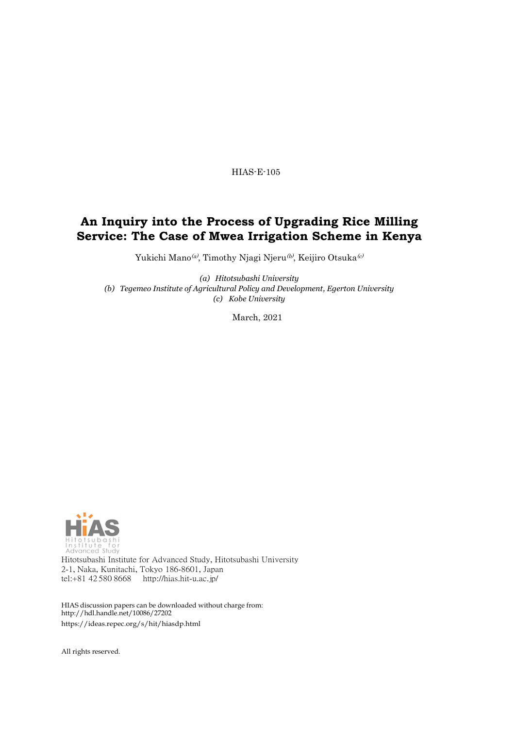HIAS-E-105

# An Inquiry into the Process of Upgrading Rice Milling Service: The Case of Mwea Irrigation Scheme in Kenya

Yukichi Mano[(a)], Timothy Njagi Njeru[(b)], Keijiro Otsuka[(c)]

*(a) Hitotsubashi University*
*(b) Tegemeo Institute of Agricultural Policy and Development, Egerton University*
*(c) Kobe University*

March, 2021

Hitotsubashi Institute for Advanced Study, Hitotsubashi University
2-1, Naka, Kunitachi, Tokyo 186-8601, Japan
tel:+81 42 580 8668 http://hias.hit-u.ac.jp/

HIAS discussion papers can be downloaded without charge from:
http://hdl.handle.net/10086/27202
https://ideas.repec.org/s/hit/hiasdp.html

All rights reserved.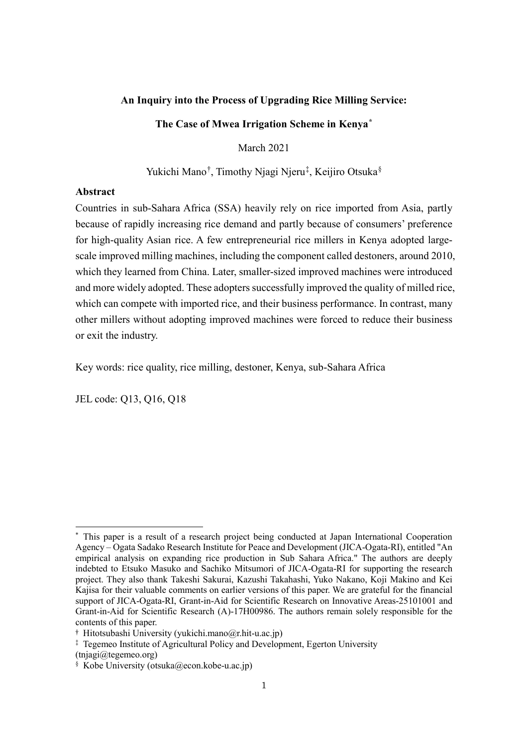**An Inquiry into the Process of Upgrading Rice Milling Service:**

**The Case of Mwea Irrigation Scheme in Kenya**[*]

March 2021

Yukichi Mano[†], Timothy Njagi Njeru[‡], Keijiro Otsuka[§]

**Abstract**

Countries in sub-Sahara Africa (SSA) heavily rely on rice imported from Asia, partly because of rapidly increasing rice demand and partly because of consumers' preference for high-quality Asian rice. A few entrepreneurial rice millers in Kenya adopted large-scale improved milling machines, including the component called destoners, around 2010, which they learned from China. Later, smaller-sized improved machines were introduced and more widely adopted. These adopters successfully improved the quality of milled rice, which can compete with imported rice, and their business performance. In contrast, many other millers without adopting improved machines were forced to reduce their business or exit the industry.

Key words: rice quality, rice milling, destoner, Kenya, sub-Sahara Africa

JEL code: Q13, Q16, Q18

---

[*] This paper is a result of a research project being conducted at Japan International Cooperation Agency – Ogata Sadako Research Institute for Peace and Development (JICA-Ogata-RI), entitled "An empirical analysis on expanding rice production in Sub Sahara Africa." The authors are deeply indebted to Etsuko Masuko and Sachiko Mitsumori of JICA-Ogata-RI for supporting the research project. They also thank Takeshi Sakurai, Kazushi Takahashi, Yuko Nakano, Koji Makino and Kei Kajisa for their valuable comments on earlier versions of this paper. We are grateful for the financial support of JICA-Ogata-RI, Grant-in-Aid for Scientific Research on Innovative Areas-25101001 and Grant-in-Aid for Scientific Research (A)-17H00986. The authors remain solely responsible for the contents of this paper.

[†] Hitotsubashi University (yukichi.mano@r.hit-u.ac.jp)

[‡] Tegemeo Institute of Agricultural Policy and Development, Egerton University (tnjagi@tegemeo.org)

[§] Kobe University (otsuka@econ.kobe-u.ac.jp)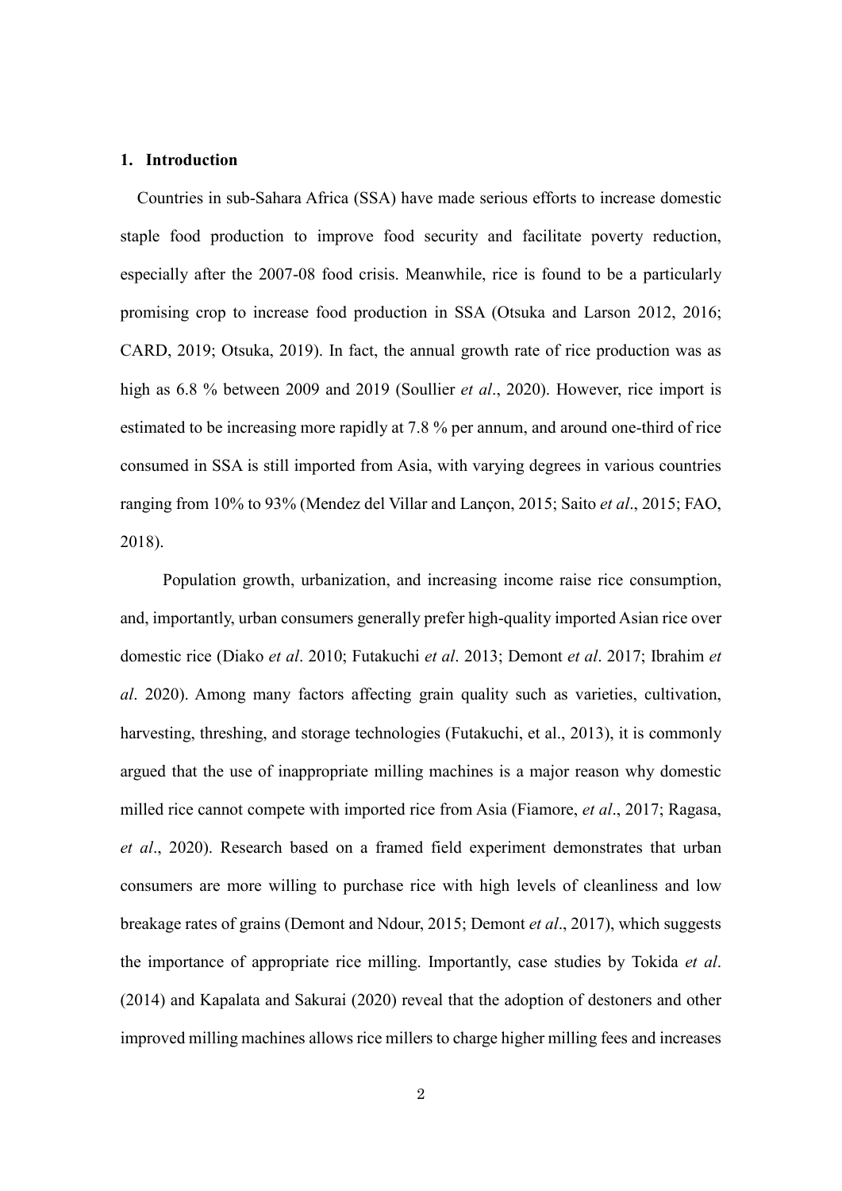## 1. Introduction

Countries in sub-Sahara Africa (SSA) have made serious efforts to increase domestic staple food production to improve food security and facilitate poverty reduction, especially after the 2007-08 food crisis. Meanwhile, rice is found to be a particularly promising crop to increase food production in SSA (Otsuka and Larson 2012, 2016; CARD, 2019; Otsuka, 2019). In fact, the annual growth rate of rice production was as high as 6.8 % between 2009 and 2019 (Soullier *et al*., 2020). However, rice import is estimated to be increasing more rapidly at 7.8 % per annum, and around one-third of rice consumed in SSA is still imported from Asia, with varying degrees in various countries ranging from 10% to 93% (Mendez del Villar and Lançon, 2015; Saito *et al*., 2015; FAO, 2018).

Population growth, urbanization, and increasing income raise rice consumption, and, importantly, urban consumers generally prefer high-quality imported Asian rice over domestic rice (Diako *et al*. 2010; Futakuchi *et al*. 2013; Demont *et al*. 2017; Ibrahim *et al*. 2020). Among many factors affecting grain quality such as varieties, cultivation, harvesting, threshing, and storage technologies (Futakuchi, et al., 2013), it is commonly argued that the use of inappropriate milling machines is a major reason why domestic milled rice cannot compete with imported rice from Asia (Fiamore, *et al*., 2017; Ragasa, *et al*., 2020). Research based on a framed field experiment demonstrates that urban consumers are more willing to purchase rice with high levels of cleanliness and low breakage rates of grains (Demont and Ndour, 2015; Demont *et al*., 2017), which suggests the importance of appropriate rice milling. Importantly, case studies by Tokida *et al*. (2014) and Kapalata and Sakurai (2020) reveal that the adoption of destoners and other improved milling machines allows rice millers to charge higher milling fees and increases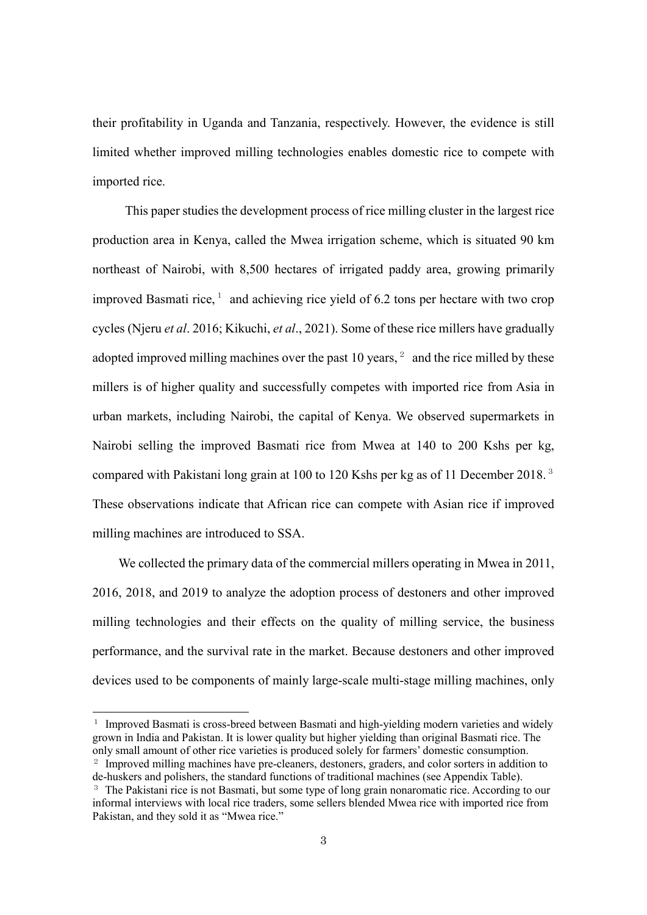their profitability in Uganda and Tanzania, respectively. However, the evidence is still limited whether improved milling technologies enables domestic rice to compete with imported rice.

This paper studies the development process of rice milling cluster in the largest rice production area in Kenya, called the Mwea irrigation scheme, which is situated 90 km northeast of Nairobi, with 8,500 hectares of irrigated paddy area, growing primarily improved Basmati rice, [1] and achieving rice yield of 6.2 tons per hectare with two crop cycles (Njeru *et al*. 2016; Kikuchi, *et al*., 2021). Some of these rice millers have gradually adopted improved milling machines over the past 10 years, [2] and the rice milled by these millers is of higher quality and successfully competes with imported rice from Asia in urban markets, including Nairobi, the capital of Kenya. We observed supermarkets in Nairobi selling the improved Basmati rice from Mwea at 140 to 200 Kshs per kg, compared with Pakistani long grain at 100 to 120 Kshs per kg as of 11 December 2018. [3] These observations indicate that African rice can compete with Asian rice if improved milling machines are introduced to SSA.

We collected the primary data of the commercial millers operating in Mwea in 2011, 2016, 2018, and 2019 to analyze the adoption process of destoners and other improved milling technologies and their effects on the quality of milling service, the business performance, and the survival rate in the market. Because destoners and other improved devices used to be components of mainly large-scale multi-stage milling machines, only

---

[1] Improved Basmati is cross-breed between Basmati and high-yielding modern varieties and widely grown in India and Pakistan. It is lower quality but higher yielding than original Basmati rice. The only small amount of other rice varieties is produced solely for farmers' domestic consumption.

[2] Improved milling machines have pre-cleaners, destoners, graders, and color sorters in addition to de-huskers and polishers, the standard functions of traditional machines (see Appendix Table).

[3] The Pakistani rice is not Basmati, but some type of long grain nonaromatic rice. According to our informal interviews with local rice traders, some sellers blended Mwea rice with imported rice from Pakistan, and they sold it as "Mwea rice."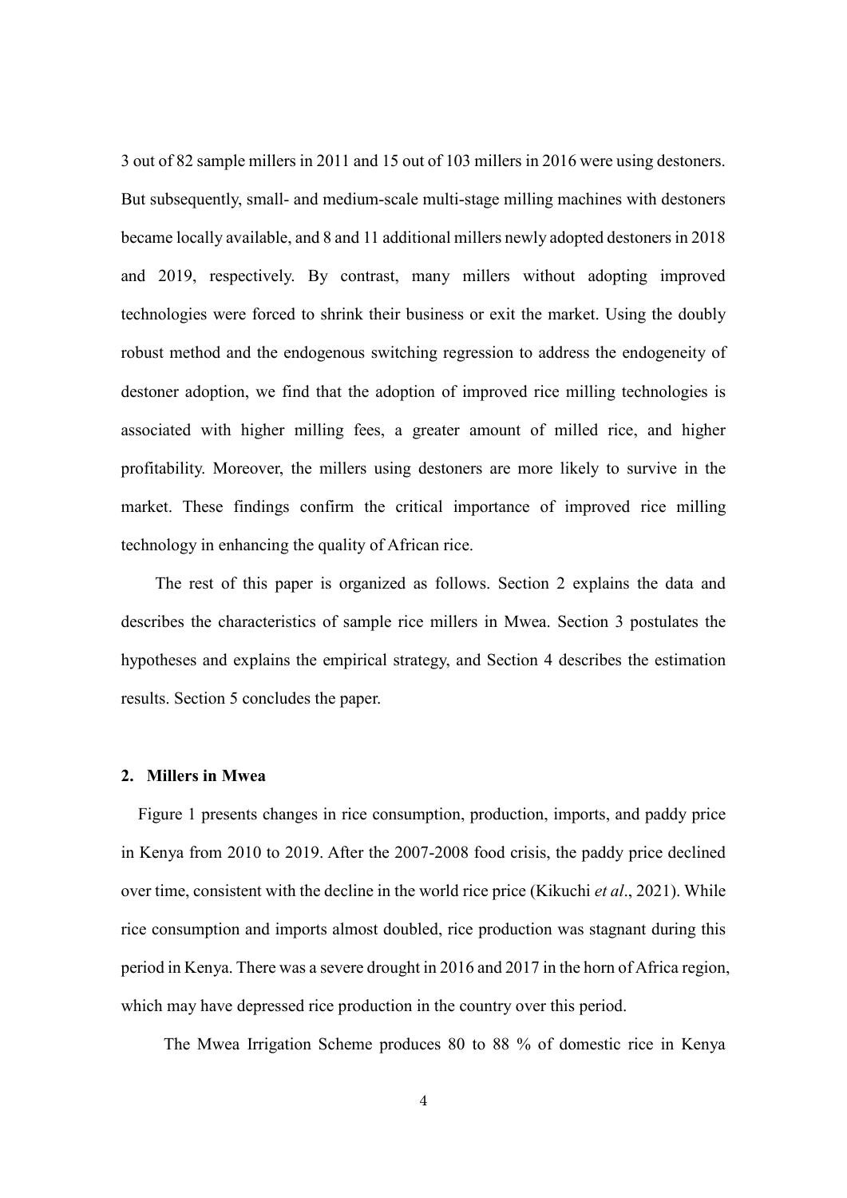3 out of 82 sample millers in 2011 and 15 out of 103 millers in 2016 were using destoners. But subsequently, small- and medium-scale multi-stage milling machines with destoners became locally available, and 8 and 11 additional millers newly adopted destoners in 2018 and 2019, respectively. By contrast, many millers without adopting improved technologies were forced to shrink their business or exit the market. Using the doubly robust method and the endogenous switching regression to address the endogeneity of destoner adoption, we find that the adoption of improved rice milling technologies is associated with higher milling fees, a greater amount of milled rice, and higher profitability. Moreover, the millers using destoners are more likely to survive in the market. These findings confirm the critical importance of improved rice milling technology in enhancing the quality of African rice.

The rest of this paper is organized as follows. Section 2 explains the data and describes the characteristics of sample rice millers in Mwea. Section 3 postulates the hypotheses and explains the empirical strategy, and Section 4 describes the estimation results. Section 5 concludes the paper.

## 2. Millers in Mwea

Figure 1 presents changes in rice consumption, production, imports, and paddy price in Kenya from 2010 to 2019. After the 2007-2008 food crisis, the paddy price declined over time, consistent with the decline in the world rice price (Kikuchi *et al*., 2021). While rice consumption and imports almost doubled, rice production was stagnant during this period in Kenya. There was a severe drought in 2016 and 2017 in the horn of Africa region, which may have depressed rice production in the country over this period.

The Mwea Irrigation Scheme produces 80 to 88 % of domestic rice in Kenya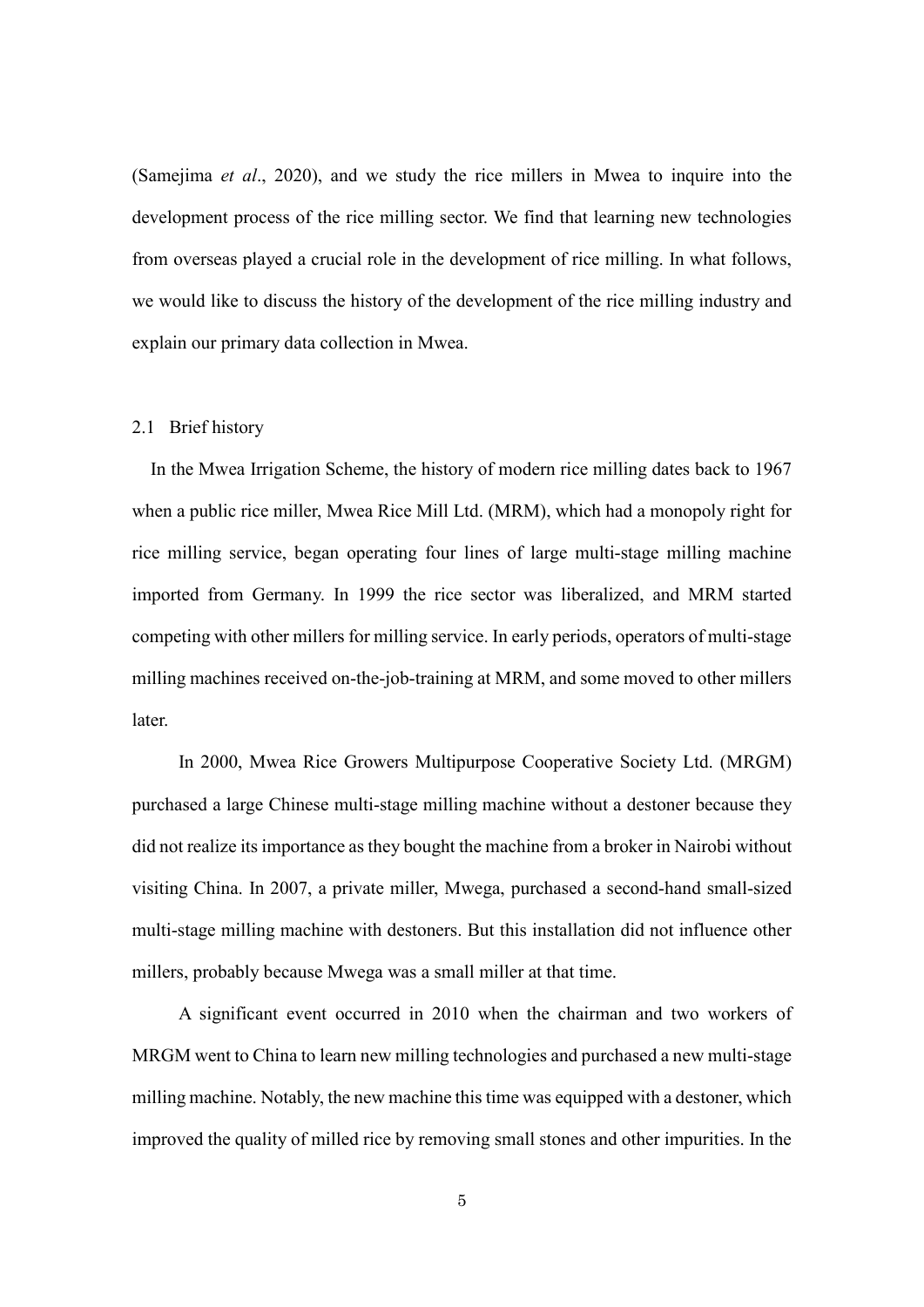(Samejima *et al*., 2020), and we study the rice millers in Mwea to inquire into the development process of the rice milling sector. We find that learning new technologies from overseas played a crucial role in the development of rice milling. In what follows, we would like to discuss the history of the development of the rice milling industry and explain our primary data collection in Mwea.

### 2.1 Brief history

In the Mwea Irrigation Scheme, the history of modern rice milling dates back to 1967 when a public rice miller, Mwea Rice Mill Ltd. (MRM), which had a monopoly right for rice milling service, began operating four lines of large multi-stage milling machine imported from Germany. In 1999 the rice sector was liberalized, and MRM started competing with other millers for milling service. In early periods, operators of multi-stage milling machines received on-the-job-training at MRM, and some moved to other millers later.

In 2000, Mwea Rice Growers Multipurpose Cooperative Society Ltd. (MRGM) purchased a large Chinese multi-stage milling machine without a destoner because they did not realize its importance as they bought the machine from a broker in Nairobi without visiting China. In 2007, a private miller, Mwega, purchased a second-hand small-sized multi-stage milling machine with destoners. But this installation did not influence other millers, probably because Mwega was a small miller at that time.

A significant event occurred in 2010 when the chairman and two workers of MRGM went to China to learn new milling technologies and purchased a new multi-stage milling machine. Notably, the new machine this time was equipped with a destoner, which improved the quality of milled rice by removing small stones and other impurities. In the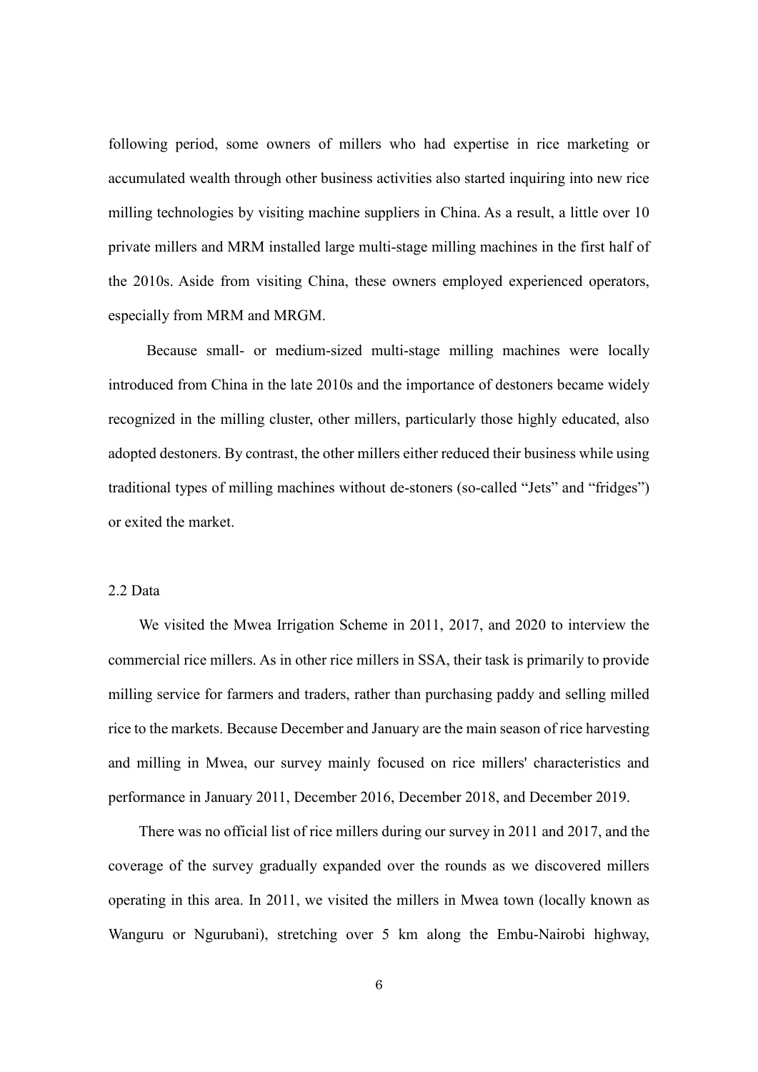following period, some owners of millers who had expertise in rice marketing or accumulated wealth through other business activities also started inquiring into new rice milling technologies by visiting machine suppliers in China. As a result, a little over 10 private millers and MRM installed large multi-stage milling machines in the first half of the 2010s. Aside from visiting China, these owners employed experienced operators, especially from MRM and MRGM.

Because small- or medium-sized multi-stage milling machines were locally introduced from China in the late 2010s and the importance of destoners became widely recognized in the milling cluster, other millers, particularly those highly educated, also adopted destoners. By contrast, the other millers either reduced their business while using traditional types of milling machines without de-stoners (so-called "Jets" and "fridges") or exited the market.

## 2.2 Data

We visited the Mwea Irrigation Scheme in 2011, 2017, and 2020 to interview the commercial rice millers. As in other rice millers in SSA, their task is primarily to provide milling service for farmers and traders, rather than purchasing paddy and selling milled rice to the markets. Because December and January are the main season of rice harvesting and milling in Mwea, our survey mainly focused on rice millers' characteristics and performance in January 2011, December 2016, December 2018, and December 2019.

There was no official list of rice millers during our survey in 2011 and 2017, and the coverage of the survey gradually expanded over the rounds as we discovered millers operating in this area. In 2011, we visited the millers in Mwea town (locally known as Wanguru or Ngurubani), stretching over 5 km along the Embu-Nairobi highway,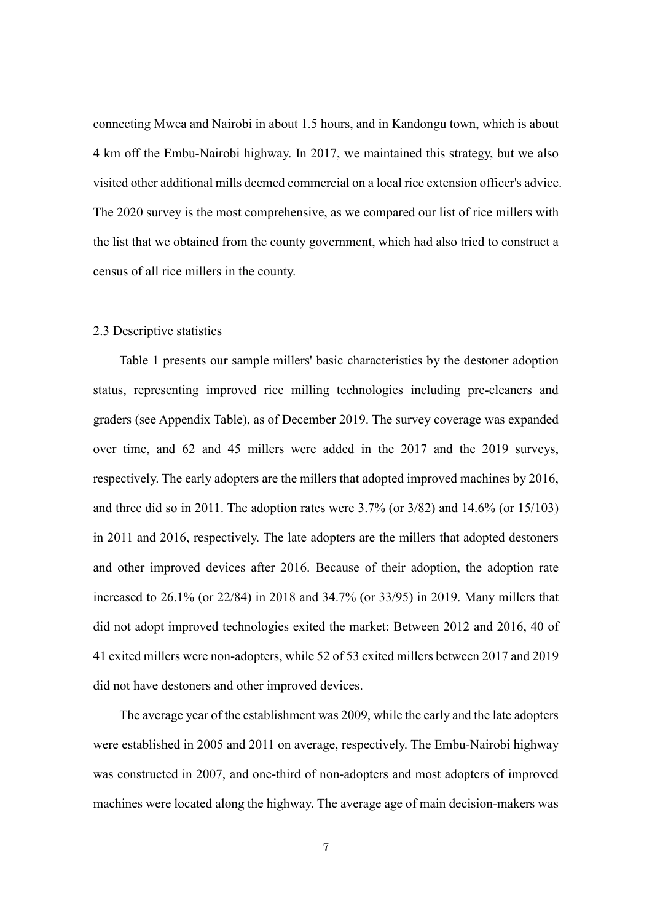connecting Mwea and Nairobi in about 1.5 hours, and in Kandongu town, which is about 4 km off the Embu-Nairobi highway. In 2017, we maintained this strategy, but we also visited other additional mills deemed commercial on a local rice extension officer's advice. The 2020 survey is the most comprehensive, as we compared our list of rice millers with the list that we obtained from the county government, which had also tried to construct a census of all rice millers in the county.

### 2.3 Descriptive statistics

Table 1 presents our sample millers' basic characteristics by the destoner adoption status, representing improved rice milling technologies including pre-cleaners and graders (see Appendix Table), as of December 2019. The survey coverage was expanded over time, and 62 and 45 millers were added in the 2017 and the 2019 surveys, respectively. The early adopters are the millers that adopted improved machines by 2016, and three did so in 2011. The adoption rates were 3.7% (or 3/82) and 14.6% (or 15/103) in 2011 and 2016, respectively. The late adopters are the millers that adopted destoners and other improved devices after 2016. Because of their adoption, the adoption rate increased to 26.1% (or 22/84) in 2018 and 34.7% (or 33/95) in 2019. Many millers that did not adopt improved technologies exited the market: Between 2012 and 2016, 40 of 41 exited millers were non-adopters, while 52 of 53 exited millers between 2017 and 2019 did not have destoners and other improved devices.

The average year of the establishment was 2009, while the early and the late adopters were established in 2005 and 2011 on average, respectively. The Embu-Nairobi highway was constructed in 2007, and one-third of non-adopters and most adopters of improved machines were located along the highway. The average age of main decision-makers was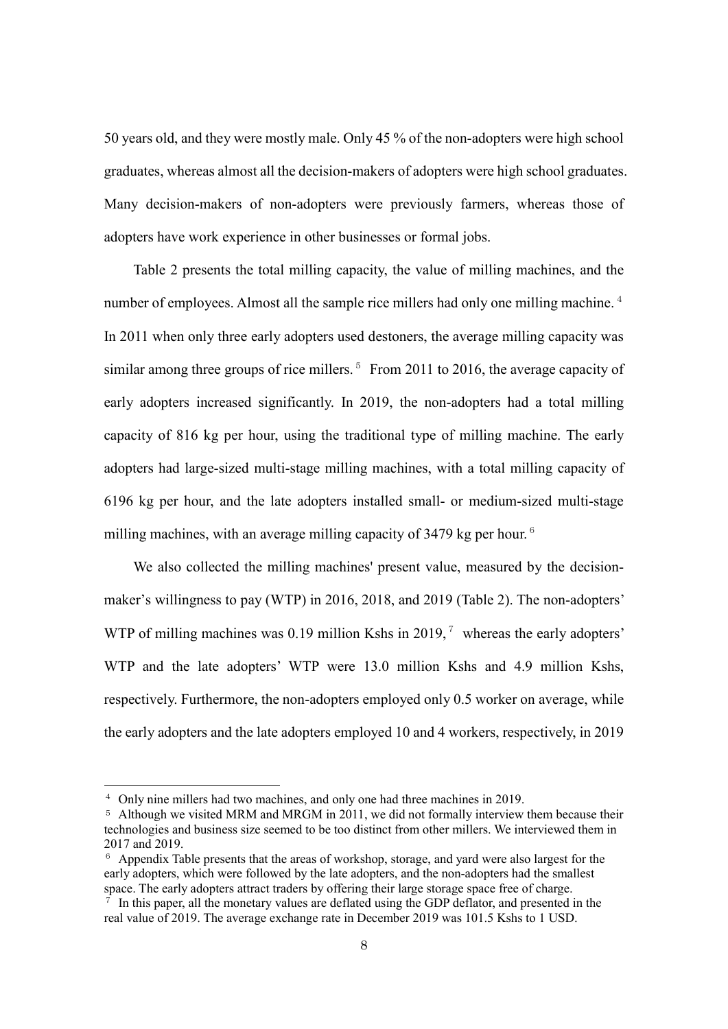50 years old, and they were mostly male. Only 45 % of the non-adopters were high school graduates, whereas almost all the decision-makers of adopters were high school graduates. Many decision-makers of non-adopters were previously farmers, whereas those of adopters have work experience in other businesses or formal jobs.

Table 2 presents the total milling capacity, the value of milling machines, and the number of employees. Almost all the sample rice millers had only one milling machine. [4] In 2011 when only three early adopters used destoners, the average milling capacity was similar among three groups of rice millers. [5] From 2011 to 2016, the average capacity of early adopters increased significantly. In 2019, the non-adopters had a total milling capacity of 816 kg per hour, using the traditional type of milling machine. The early adopters had large-sized multi-stage milling machines, with a total milling capacity of 6196 kg per hour, and the late adopters installed small- or medium-sized multi-stage milling machines, with an average milling capacity of 3479 kg per hour. [6]

We also collected the milling machines' present value, measured by the decision-maker's willingness to pay (WTP) in 2016, 2018, and 2019 (Table 2). The non-adopters' WTP of milling machines was 0.19 million Kshs in 2019, [7] whereas the early adopters' WTP and the late adopters' WTP were 13.0 million Kshs and 4.9 million Kshs, respectively. Furthermore, the non-adopters employed only 0.5 worker on average, while the early adopters and the late adopters employed 10 and 4 workers, respectively, in 2019

---

[4] Only nine millers had two machines, and only one had three machines in 2019.

[5] Although we visited MRM and MRGM in 2011, we did not formally interview them because their technologies and business size seemed to be too distinct from other millers. We interviewed them in 2017 and 2019.

[6] Appendix Table presents that the areas of workshop, storage, and yard were also largest for the early adopters, which were followed by the late adopters, and the non-adopters had the smallest space. The early adopters attract traders by offering their large storage space free of charge.

[7] In this paper, all the monetary values are deflated using the GDP deflator, and presented in the real value of 2019. The average exchange rate in December 2019 was 101.5 Kshs to 1 USD.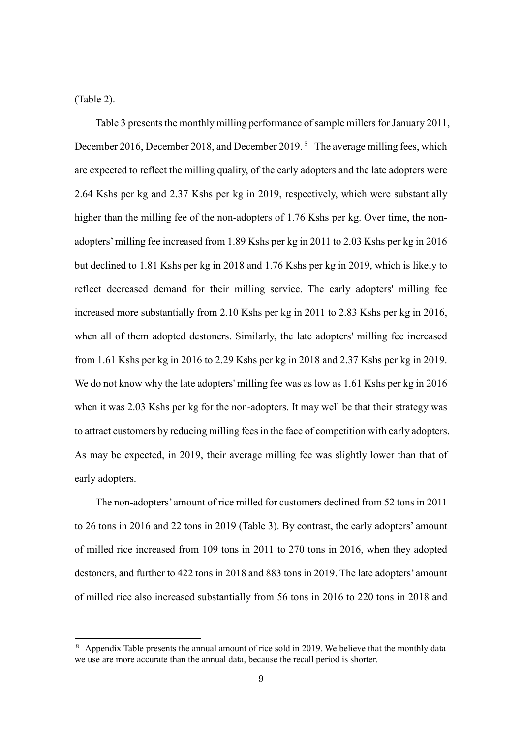(Table 2).

Table 3 presents the monthly milling performance of sample millers for January 2011, December 2016, December 2018, and December 2019. [8] The average milling fees, which are expected to reflect the milling quality, of the early adopters and the late adopters were 2.64 Kshs per kg and 2.37 Kshs per kg in 2019, respectively, which were substantially higher than the milling fee of the non-adopters of 1.76 Kshs per kg. Over time, the non-adopters' milling fee increased from 1.89 Kshs per kg in 2011 to 2.03 Kshs per kg in 2016 but declined to 1.81 Kshs per kg in 2018 and 1.76 Kshs per kg in 2019, which is likely to reflect decreased demand for their milling service. The early adopters' milling fee increased more substantially from 2.10 Kshs per kg in 2011 to 2.83 Kshs per kg in 2016, when all of them adopted destoners. Similarly, the late adopters' milling fee increased from 1.61 Kshs per kg in 2016 to 2.29 Kshs per kg in 2018 and 2.37 Kshs per kg in 2019. We do not know why the late adopters' milling fee was as low as 1.61 Kshs per kg in 2016 when it was 2.03 Kshs per kg for the non-adopters. It may well be that their strategy was to attract customers by reducing milling fees in the face of competition with early adopters. As may be expected, in 2019, their average milling fee was slightly lower than that of early adopters.

The non-adopters' amount of rice milled for customers declined from 52 tons in 2011 to 26 tons in 2016 and 22 tons in 2019 (Table 3). By contrast, the early adopters' amount of milled rice increased from 109 tons in 2011 to 270 tons in 2016, when they adopted destoners, and further to 422 tons in 2018 and 883 tons in 2019. The late adopters' amount of milled rice also increased substantially from 56 tons in 2016 to 220 tons in 2018 and

[8] Appendix Table presents the annual amount of rice sold in 2019. We believe that the monthly data we use are more accurate than the annual data, because the recall period is shorter.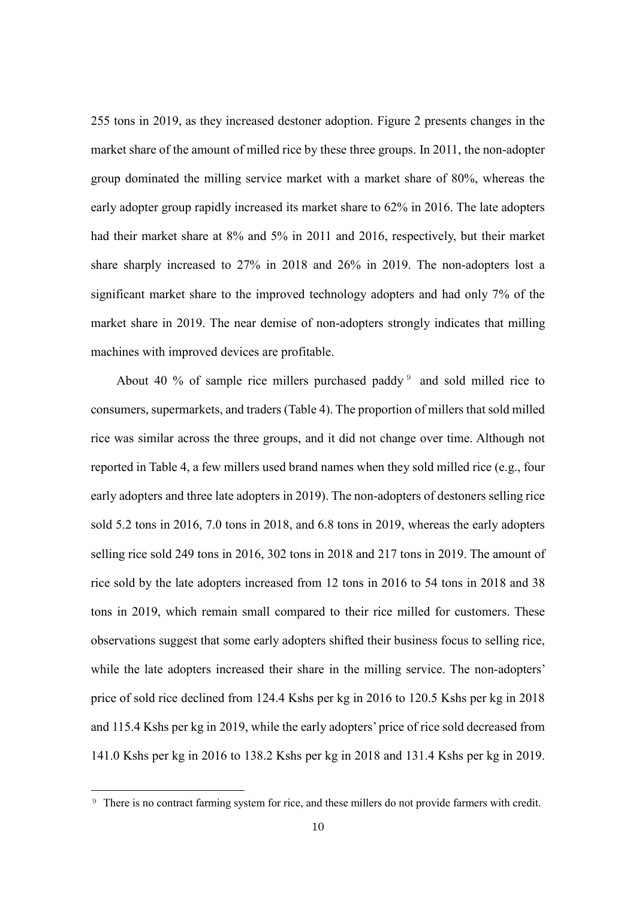255 tons in 2019, as they increased destoner adoption. Figure 2 presents changes in the market share of the amount of milled rice by these three groups. In 2011, the non-adopter group dominated the milling service market with a market share of 80%, whereas the early adopter group rapidly increased its market share to 62% in 2016. The late adopters had their market share at 8% and 5% in 2011 and 2016, respectively, but their market share sharply increased to 27% in 2018 and 26% in 2019. The non-adopters lost a significant market share to the improved technology adopters and had only 7% of the market share in 2019. The near demise of non-adopters strongly indicates that milling machines with improved devices are profitable.

About 40 % of sample rice millers purchased paddy [9] and sold milled rice to consumers, supermarkets, and traders (Table 4). The proportion of millers that sold milled rice was similar across the three groups, and it did not change over time. Although not reported in Table 4, a few millers used brand names when they sold milled rice (e.g., four early adopters and three late adopters in 2019). The non-adopters of destoners selling rice sold 5.2 tons in 2016, 7.0 tons in 2018, and 6.8 tons in 2019, whereas the early adopters selling rice sold 249 tons in 2016, 302 tons in 2018 and 217 tons in 2019. The amount of rice sold by the late adopters increased from 12 tons in 2016 to 54 tons in 2018 and 38 tons in 2019, which remain small compared to their rice milled for customers. These observations suggest that some early adopters shifted their business focus to selling rice, while the late adopters increased their share in the milling service. The non-adopters' price of sold rice declined from 124.4 Kshs per kg in 2016 to 120.5 Kshs per kg in 2018 and 115.4 Kshs per kg in 2019, while the early adopters' price of rice sold decreased from 141.0 Kshs per kg in 2016 to 138.2 Kshs per kg in 2018 and 131.4 Kshs per kg in 2019.

[9] There is no contract farming system for rice, and these millers do not provide farmers with credit.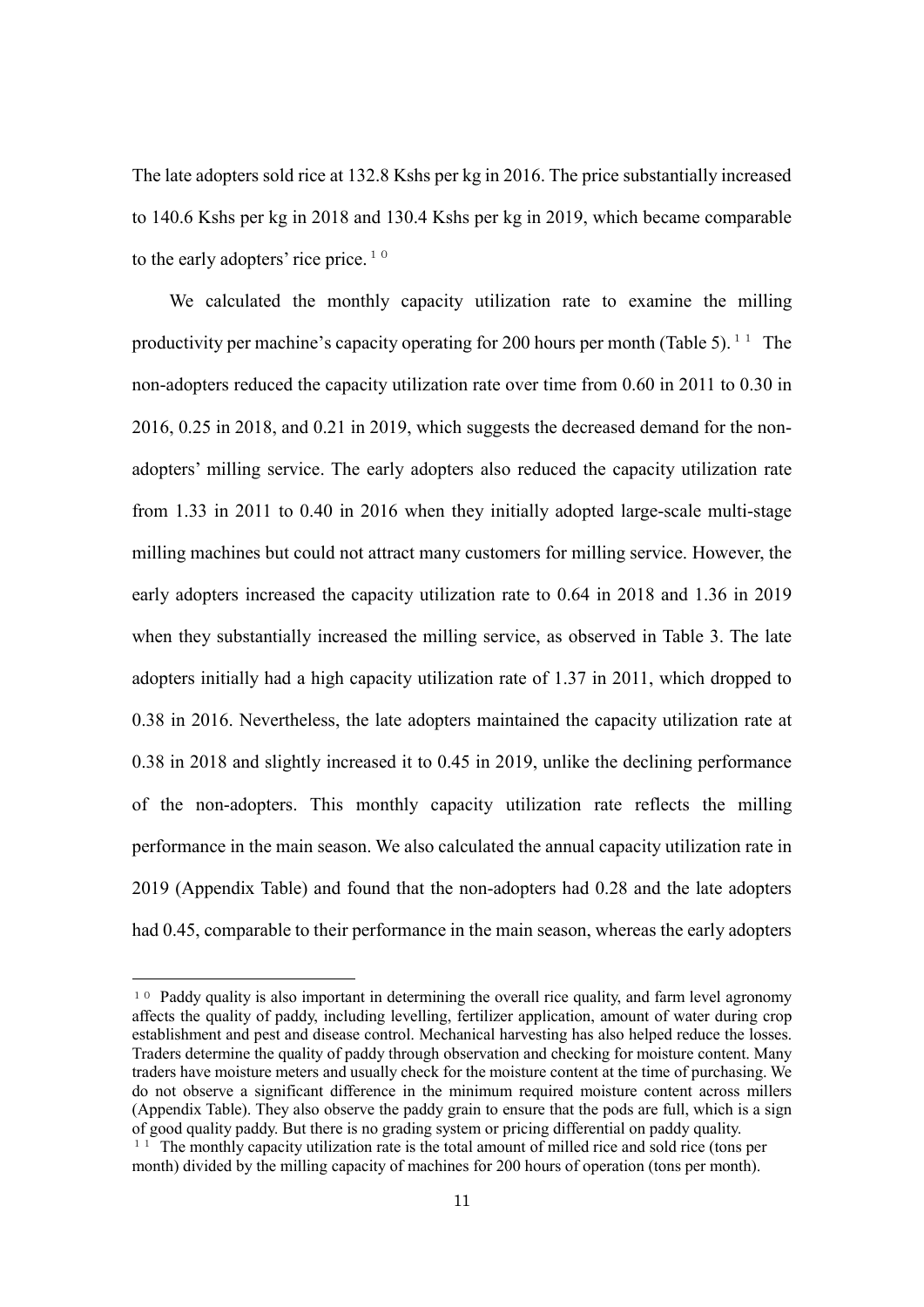The late adopters sold rice at 132.8 Kshs per kg in 2016. The price substantially increased to 140.6 Kshs per kg in 2018 and 130.4 Kshs per kg in 2019, which became comparable to the early adopters' rice price. [10]

We calculated the monthly capacity utilization rate to examine the milling productivity per machine's capacity operating for 200 hours per month (Table 5). [11] The non-adopters reduced the capacity utilization rate over time from 0.60 in 2011 to 0.30 in 2016, 0.25 in 2018, and 0.21 in 2019, which suggests the decreased demand for the non-adopters' milling service. The early adopters also reduced the capacity utilization rate from 1.33 in 2011 to 0.40 in 2016 when they initially adopted large-scale multi-stage milling machines but could not attract many customers for milling service. However, the early adopters increased the capacity utilization rate to 0.64 in 2018 and 1.36 in 2019 when they substantially increased the milling service, as observed in Table 3. The late adopters initially had a high capacity utilization rate of 1.37 in 2011, which dropped to 0.38 in 2016. Nevertheless, the late adopters maintained the capacity utilization rate at 0.38 in 2018 and slightly increased it to 0.45 in 2019, unlike the declining performance of the non-adopters. This monthly capacity utilization rate reflects the milling performance in the main season. We also calculated the annual capacity utilization rate in 2019 (Appendix Table) and found that the non-adopters had 0.28 and the late adopters had 0.45, comparable to their performance in the main season, whereas the early adopters

---

[10] Paddy quality is also important in determining the overall rice quality, and farm level agronomy affects the quality of paddy, including levelling, fertilizer application, amount of water during crop establishment and pest and disease control. Mechanical harvesting has also helped reduce the losses. Traders determine the quality of paddy through observation and checking for moisture content. Many traders have moisture meters and usually check for the moisture content at the time of purchasing. We do not observe a significant difference in the minimum required moisture content across millers (Appendix Table). They also observe the paddy grain to ensure that the pods are full, which is a sign of good quality paddy. But there is no grading system or pricing differential on paddy quality.

[11] The monthly capacity utilization rate is the total amount of milled rice and sold rice (tons per month) divided by the milling capacity of machines for 200 hours of operation (tons per month).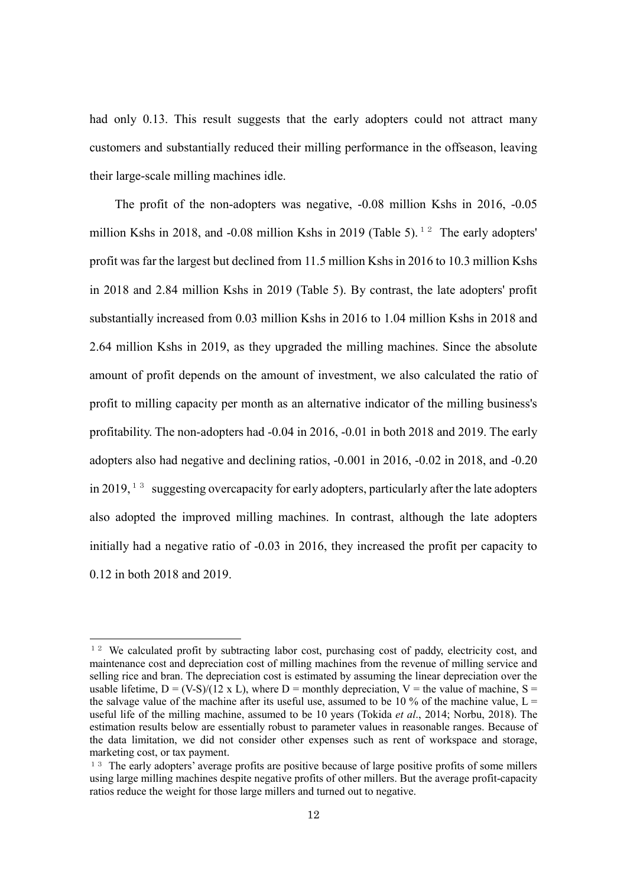had only 0.13. This result suggests that the early adopters could not attract many customers and substantially reduced their milling performance in the offseason, leaving their large-scale milling machines idle.

The profit of the non-adopters was negative, -0.08 million Kshs in 2016, -0.05 million Kshs in 2018, and -0.08 million Kshs in 2019 (Table 5).[12] The early adopters' profit was far the largest but declined from 11.5 million Kshs in 2016 to 10.3 million Kshs in 2018 and 2.84 million Kshs in 2019 (Table 5). By contrast, the late adopters' profit substantially increased from 0.03 million Kshs in 2016 to 1.04 million Kshs in 2018 and 2.64 million Kshs in 2019, as they upgraded the milling machines. Since the absolute amount of profit depends on the amount of investment, we also calculated the ratio of profit to milling capacity per month as an alternative indicator of the milling business's profitability. The non-adopters had -0.04 in 2016, -0.01 in both 2018 and 2019. The early adopters also had negative and declining ratios, -0.001 in 2016, -0.02 in 2018, and -0.20 in 2019,[13] suggesting overcapacity for early adopters, particularly after the late adopters also adopted the improved milling machines. In contrast, although the late adopters initially had a negative ratio of -0.03 in 2016, they increased the profit per capacity to 0.12 in both 2018 and 2019.

---

[12] We calculated profit by subtracting labor cost, purchasing cost of paddy, electricity cost, and maintenance cost and depreciation cost of milling machines from the revenue of milling service and selling rice and bran. The depreciation cost is estimated by assuming the linear depreciation over the usable lifetime, $D = (V-S)/(12 \times L)$, where $D$ = monthly depreciation, $V$ = the value of machine, $S$ = the salvage value of the machine after its useful use, assumed to be 10 % of the machine value, $L$ = useful life of the milling machine, assumed to be 10 years (Tokida *et al*., 2014; Norbu, 2018). The estimation results below are essentially robust to parameter values in reasonable ranges. Because of the data limitation, we did not consider other expenses such as rent of workspace and storage, marketing cost, or tax payment.

[13] The early adopters' average profits are positive because of large positive profits of some millers using large milling machines despite negative profits of other millers. But the average profit-capacity ratios reduce the weight for those large millers and turned out to negative.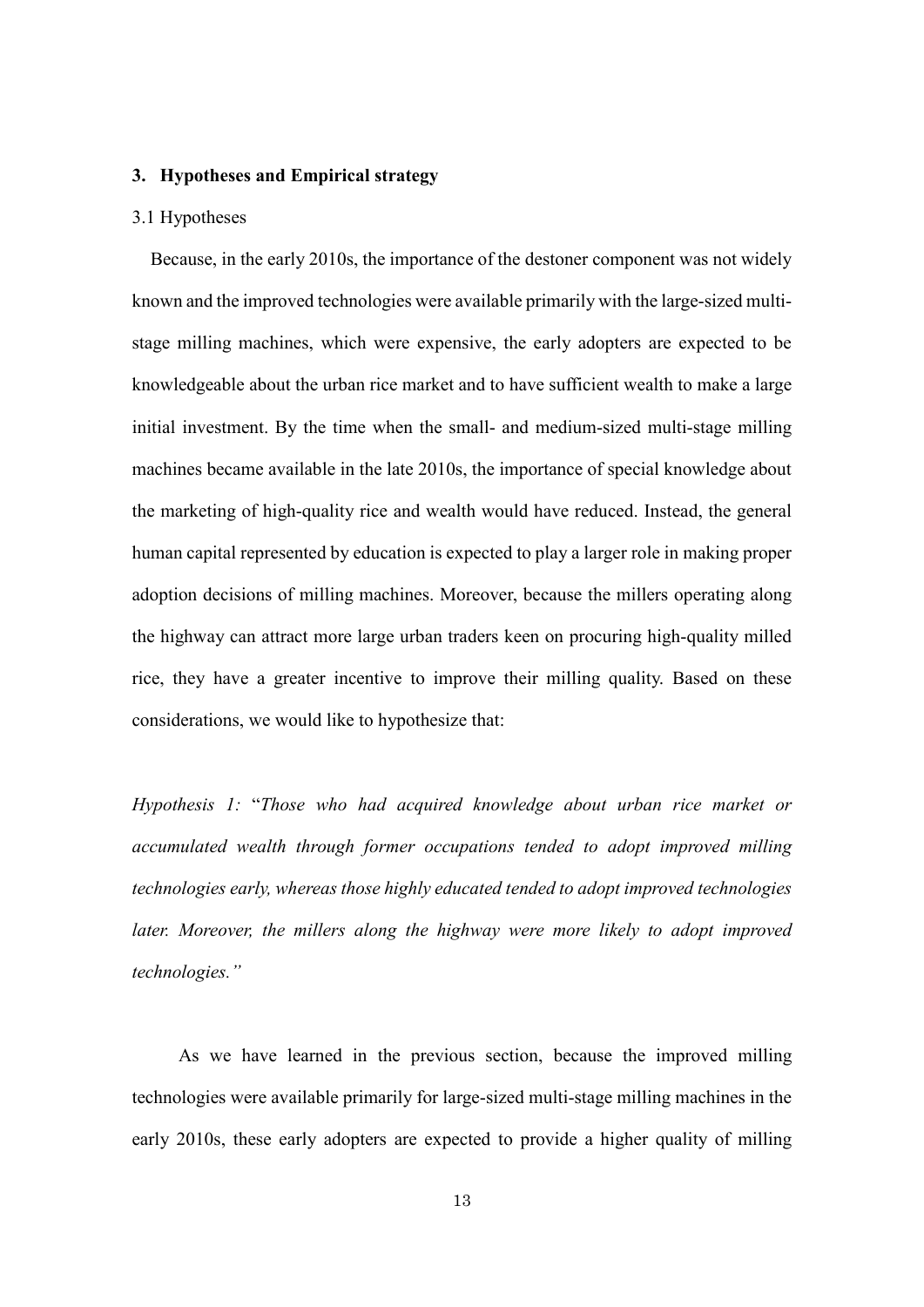## 3. Hypotheses and Empirical strategy

### 3.1 Hypotheses

Because, in the early 2010s, the importance of the destoner component was not widely known and the improved technologies were available primarily with the large-sized multi-stage milling machines, which were expensive, the early adopters are expected to be knowledgeable about the urban rice market and to have sufficient wealth to make a large initial investment. By the time when the small- and medium-sized multi-stage milling machines became available in the late 2010s, the importance of special knowledge about the marketing of high-quality rice and wealth would have reduced. Instead, the general human capital represented by education is expected to play a larger role in making proper adoption decisions of milling machines. Moreover, because the millers operating along the highway can attract more large urban traders keen on procuring high-quality milled rice, they have a greater incentive to improve their milling quality. Based on these considerations, we would like to hypothesize that:

*Hypothesis 1:* "*Those who had acquired knowledge about urban rice market or accumulated wealth through former occupations tended to adopt improved milling technologies early, whereas those highly educated tended to adopt improved technologies later. Moreover, the millers along the highway were more likely to adopt improved technologies.*"

As we have learned in the previous section, because the improved milling technologies were available primarily for large-sized multi-stage milling machines in the early 2010s, these early adopters are expected to provide a higher quality of milling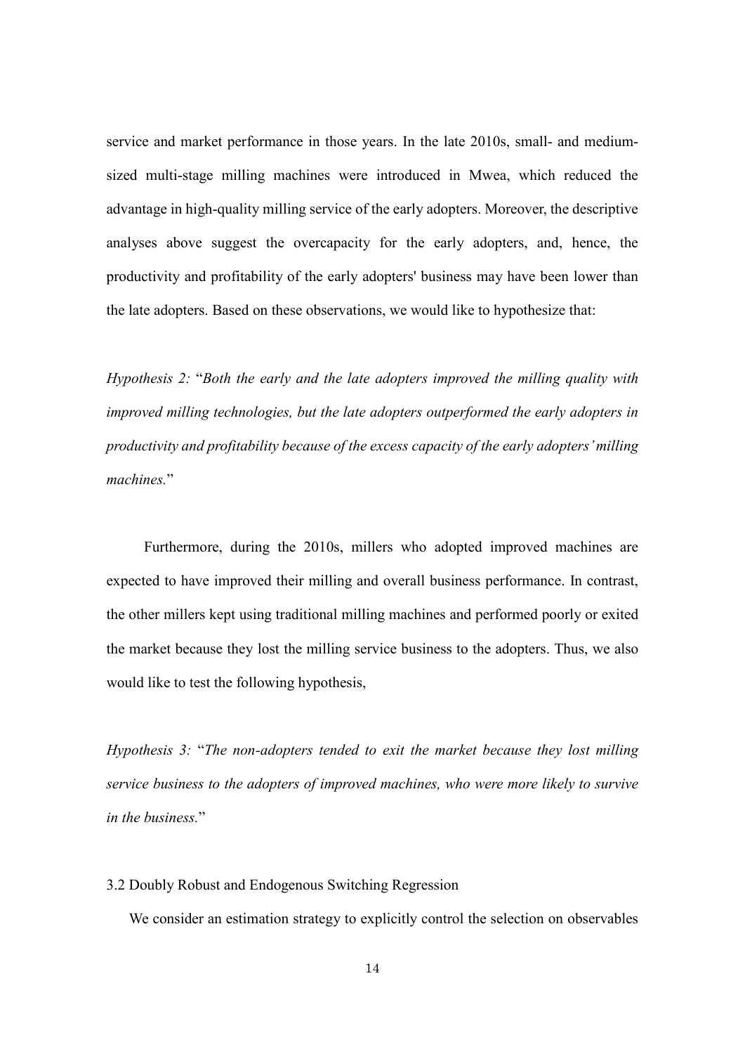service and market performance in those years. In the late 2010s, small- and medium-sized multi-stage milling machines were introduced in Mwea, which reduced the advantage in high-quality milling service of the early adopters. Moreover, the descriptive analyses above suggest the overcapacity for the early adopters, and, hence, the productivity and profitability of the early adopters' business may have been lower than the late adopters. Based on these observations, we would like to hypothesize that:

*Hypothesis 2:* "*Both the early and the late adopters improved the milling quality with improved milling technologies, but the late adopters outperformed the early adopters in productivity and profitability because of the excess capacity of the early adopters' milling machines.*"

Furthermore, during the 2010s, millers who adopted improved machines are expected to have improved their milling and overall business performance. In contrast, the other millers kept using traditional milling machines and performed poorly or exited the market because they lost the milling service business to the adopters. Thus, we also would like to test the following hypothesis,

*Hypothesis 3:* "*The non-adopters tended to exit the market because they lost milling service business to the adopters of improved machines, who were more likely to survive in the business.*"

### 3.2 Doubly Robust and Endogenous Switching Regression

We consider an estimation strategy to explicitly control the selection on observables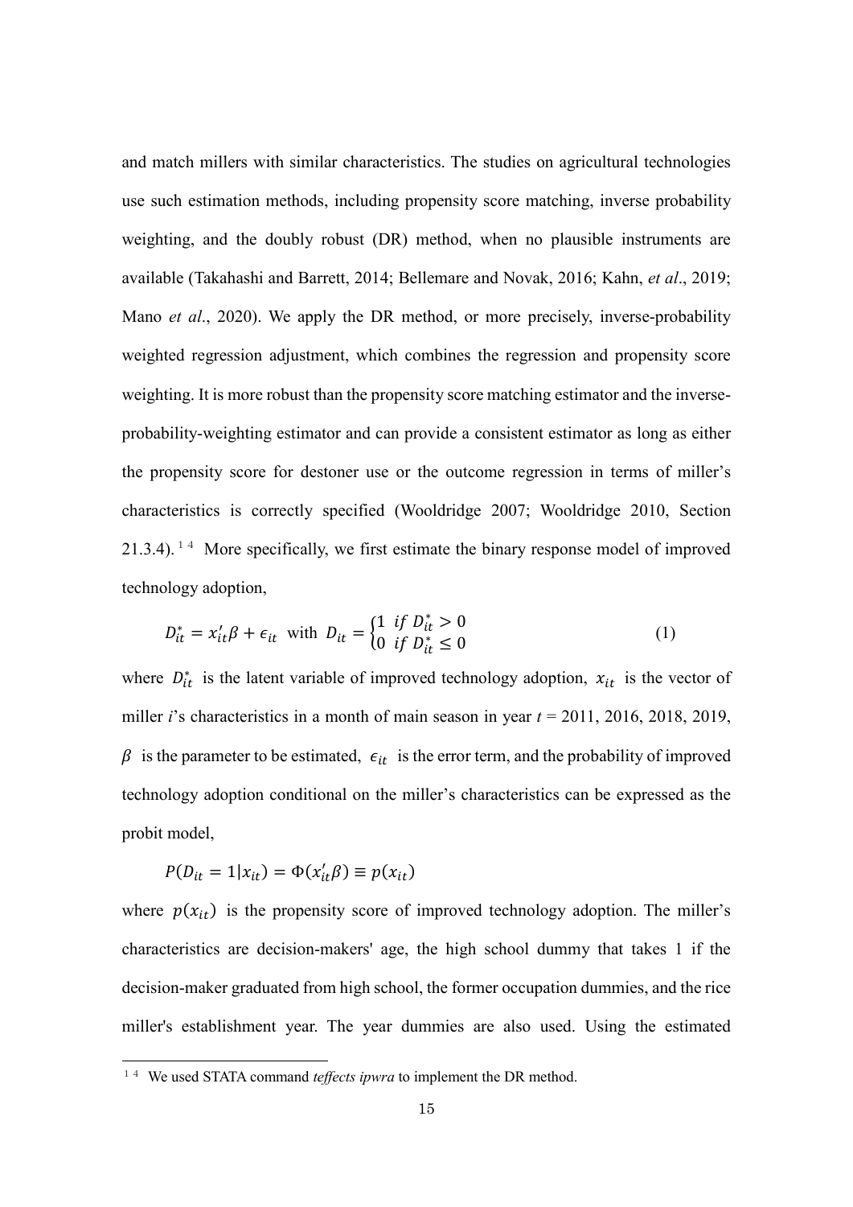and match millers with similar characteristics. The studies on agricultural technologies use such estimation methods, including propensity score matching, inverse probability weighting, and the doubly robust (DR) method, when no plausible instruments are available (Takahashi and Barrett, 2014; Bellemare and Novak, 2016; Kahn, *et al*., 2019; Mano *et al*., 2020). We apply the DR method, or more precisely, inverse-probability weighted regression adjustment, which combines the regression and propensity score weighting. It is more robust than the propensity score matching estimator and the inverse-probability-weighting estimator and can provide a consistent estimator as long as either the propensity score for destoner use or the outcome regression in terms of miller's characteristics is correctly specified (Wooldridge 2007; Wooldridge 2010, Section 21.3.4).[14] More specifically, we first estimate the binary response model of improved technology adoption,

$$D_{it}^{*} = x_{it}'\beta + \epsilon_{it} \text{ with } D_{it} = \begin{cases} 1 & if\ D_{it}^{*} > 0 \\ 0 & if\ D_{it}^{*} \leq 0 \end{cases} \quad (1)$$

where $D_{it}^{*}$ is the latent variable of improved technology adoption, $x_{it}$ is the vector of miller *i*'s characteristics in a month of main season in year *t* = 2011, 2016, 2018, 2019, $\beta$ is the parameter to be estimated, $\epsilon_{it}$ is the error term, and the probability of improved technology adoption conditional on the miller's characteristics can be expressed as the probit model,

$$P(D_{it} = 1|x_{it}) = \Phi(x_{it}'\beta) \equiv p(x_{it})$$

where $p(x_{it})$ is the propensity score of improved technology adoption. The miller's characteristics are decision-makers' age, the high school dummy that takes 1 if the decision-maker graduated from high school, the former occupation dummies, and the rice miller's establishment year. The year dummies are also used. Using the estimated

[14] We used STATA command *teffects ipwra* to implement the DR method.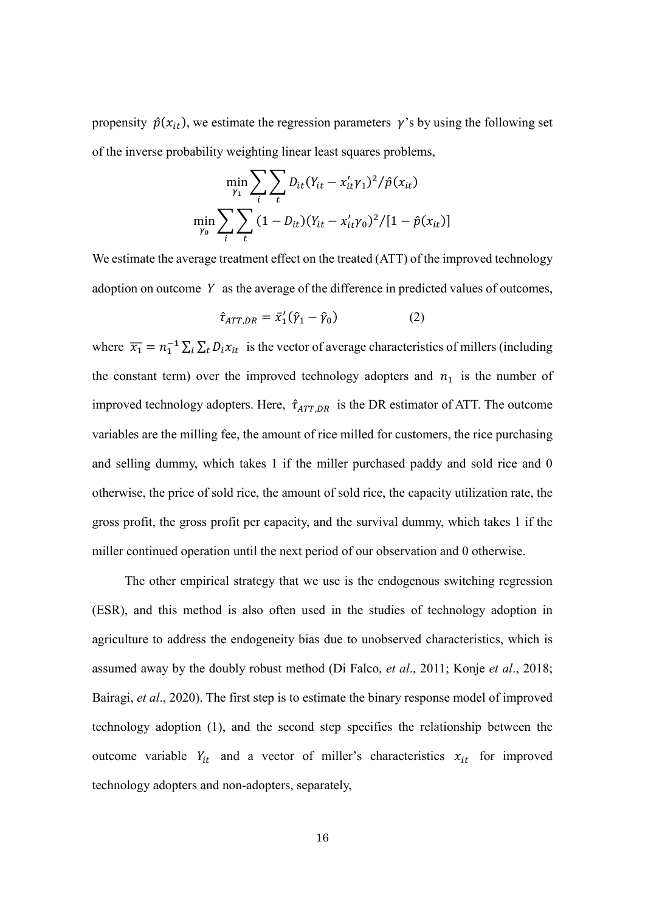propensity $\hat{p}(x_{it})$, we estimate the regression parameters $\gamma$'s by using the following set of the inverse probability weighting linear least squares problems,

$$\min_{\gamma_1} \sum_i \sum_t D_{it}(Y_{it} - x_{it}'\gamma_1)^2 / \hat{p}(x_{it})$$

$$\min_{\gamma_0} \sum_i \sum_t (1 - D_{it})(Y_{it} - x_{it}'\gamma_0)^2 / [1 - \hat{p}(x_{it})]$$

We estimate the average treatment effect on the treated (ATT) of the improved technology adoption on outcome $Y$ as the average of the difference in predicted values of outcomes,

$$\hat{\tau}_{ATT,DR} = \bar{x}_1'(\hat{\gamma}_1 - \hat{\gamma}_0) \qquad (2)$$

where $\overline{x_1} = n_1^{-1} \sum_i \sum_t D_i x_{it}$ is the vector of average characteristics of millers (including the constant term) over the improved technology adopters and $n_1$ is the number of improved technology adopters. Here, $\hat{\tau}_{ATT,DR}$ is the DR estimator of ATT. The outcome variables are the milling fee, the amount of rice milled for customers, the rice purchasing and selling dummy, which takes 1 if the miller purchased paddy and sold rice and 0 otherwise, the price of sold rice, the amount of sold rice, the capacity utilization rate, the gross profit, the gross profit per capacity, and the survival dummy, which takes 1 if the miller continued operation until the next period of our observation and 0 otherwise.

The other empirical strategy that we use is the endogenous switching regression (ESR), and this method is also often used in the studies of technology adoption in agriculture to address the endogeneity bias due to unobserved characteristics, which is assumed away by the doubly robust method (Di Falco, *et al*., 2011; Konje *et al*., 2018; Bairagi, *et al*., 2020). The first step is to estimate the binary response model of improved technology adoption (1), and the second step specifies the relationship between the outcome variable $Y_{it}$ and a vector of miller's characteristics $x_{it}$ for improved technology adopters and non-adopters, separately,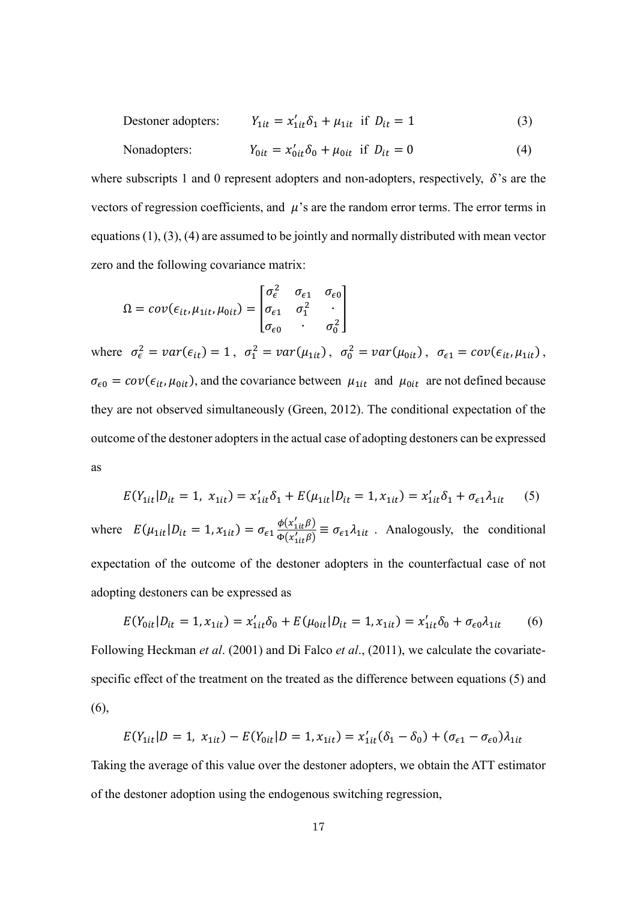$$\text{Destoner adopters:} \qquad Y_{1it} = x'_{1it}\delta_1 + \mu_{1it} \;\; \text{if } D_{it} = 1 \tag{3}$$

$$\text{Nonadopters:} \qquad Y_{0it} = x'_{0it}\delta_0 + \mu_{0it} \;\; \text{if } D_{it} = 0 \tag{4}$$

where subscripts 1 and 0 represent adopters and non-adopters, respectively, $\delta$'s are the vectors of regression coefficients, and $\mu$'s are the random error terms. The error terms in equations (1), (3), (4) are assumed to be jointly and normally distributed with mean vector zero and the following covariance matrix:

$$\Omega = cov(\epsilon_{it}, \mu_{1it}, \mu_{0it}) = \begin{bmatrix} \sigma_\epsilon^2 & \sigma_{\epsilon 1} & \sigma_{\epsilon 0} \\ \sigma_{\epsilon 1} & \sigma_1^2 & \cdot \\ \sigma_{\epsilon 0} & \cdot & \sigma_0^2 \end{bmatrix}$$

where $\sigma_\epsilon^2 = var(\epsilon_{it}) = 1$, $\sigma_1^2 = var(\mu_{1it})$, $\sigma_0^2 = var(\mu_{0it})$, $\sigma_{\epsilon 1} = cov(\epsilon_{it}, \mu_{1it})$, $\sigma_{\epsilon 0} = cov(\epsilon_{it}, \mu_{0it})$, and the covariance between $\mu_{1it}$ and $\mu_{0it}$ are not defined because they are not observed simultaneously (Green, 2012). The conditional expectation of the outcome of the destoner adopters in the actual case of adopting destoners can be expressed as

$$E(Y_{1it}|D_{it} = 1,\ x_{1it}) = x'_{1it}\delta_1 + E(\mu_{1it}|D_{it} = 1, x_{1it}) = x'_{1it}\delta_1 + \sigma_{\epsilon 1}\lambda_{1it} \tag{5}$$

where $E(\mu_{1it}|D_{it} = 1, x_{1it}) = \sigma_{\epsilon 1}\frac{\phi(x'_{1it}\beta)}{\Phi(x'_{1it}\beta)} \equiv \sigma_{\epsilon 1}\lambda_{1it}$. Analogously, the conditional expectation of the outcome of the destoner adopters in the counterfactual case of not adopting destoners can be expressed as

$$E(Y_{0it}|D_{it} = 1, x_{1it}) = x'_{1it}\delta_0 + E(\mu_{0it}|D_{it} = 1, x_{1it}) = x'_{1it}\delta_0 + \sigma_{\epsilon 0}\lambda_{1it} \tag{6}$$

Following Heckman *et al*. (2001) and Di Falco *et al*., (2011), we calculate the covariate-specific effect of the treatment on the treated as the difference between equations (5) and (6),

$$E(Y_{1it}|D = 1,\ x_{1it}) - E(Y_{0it}|D = 1, x_{1it}) = x'_{1it}(\delta_1 - \delta_0) + (\sigma_{\epsilon 1} - \sigma_{\epsilon 0})\lambda_{1it}$$

Taking the average of this value over the destoner adopters, we obtain the ATT estimator of the destoner adoption using the endogenous switching regression,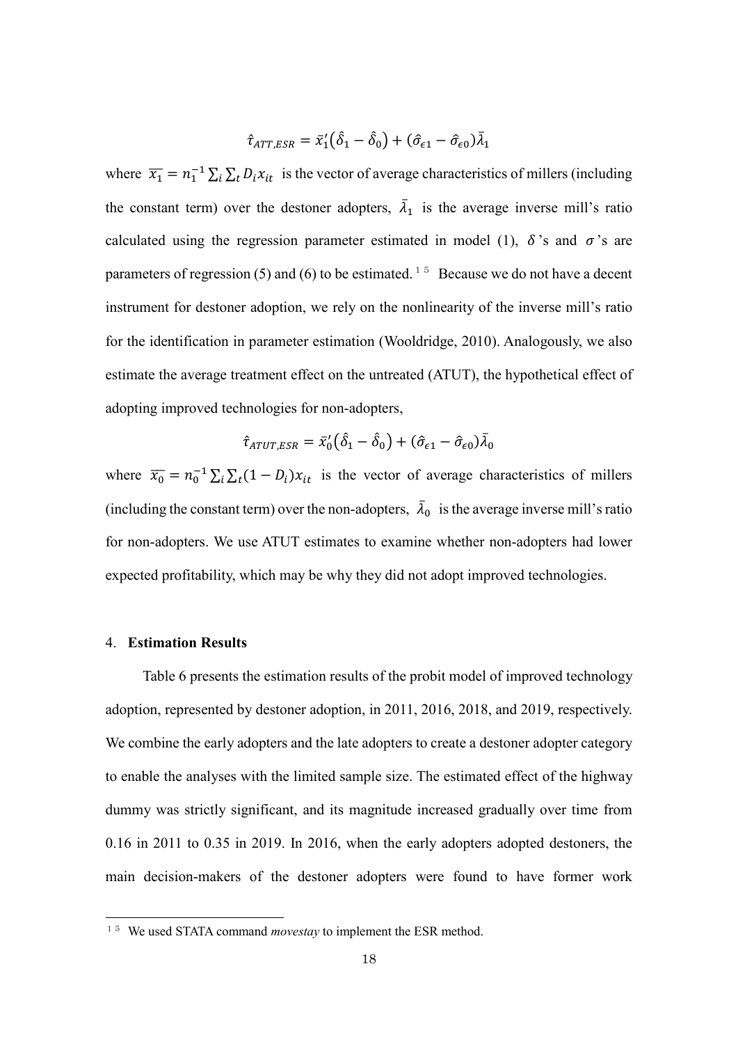$$\hat{\tau}_{ATT,ESR} = \bar{x}_1'(\hat{\delta}_1 - \hat{\delta}_0) + (\hat{\sigma}_{\epsilon 1} - \hat{\sigma}_{\epsilon 0})\bar{\lambda}_1$$

where $\overline{x_1} = n_1^{-1} \sum_i \sum_t D_i x_{it}$ is the vector of average characteristics of millers (including the constant term) over the destoner adopters, $\bar{\lambda}_1$ is the average inverse mill's ratio calculated using the regression parameter estimated in model (1), $\delta$'s and $\sigma$'s are parameters of regression (5) and (6) to be estimated.[15] Because we do not have a decent instrument for destoner adoption, we rely on the nonlinearity of the inverse mill's ratio for the identification in parameter estimation (Wooldridge, 2010). Analogously, we also estimate the average treatment effect on the untreated (ATUT), the hypothetical effect of adopting improved technologies for non-adopters,

$$\hat{\tau}_{ATUT,ESR} = \bar{x}_0'(\hat{\delta}_1 - \hat{\delta}_0) + (\hat{\sigma}_{\epsilon 1} - \hat{\sigma}_{\epsilon 0})\bar{\lambda}_0$$

where $\overline{x_0} = n_0^{-1} \sum_i \sum_t (1 - D_i) x_{it}$ is the vector of average characteristics of millers (including the constant term) over the non-adopters, $\bar{\lambda}_0$ is the average inverse mill's ratio for non-adopters. We use ATUT estimates to examine whether non-adopters had lower expected profitability, which may be why they did not adopt improved technologies.

## 4. **Estimation Results**

Table 6 presents the estimation results of the probit model of improved technology adoption, represented by destoner adoption, in 2011, 2016, 2018, and 2019, respectively. We combine the early adopters and the late adopters to create a destoner adopter category to enable the analyses with the limited sample size. The estimated effect of the highway dummy was strictly significant, and its magnitude increased gradually over time from 0.16 in 2011 to 0.35 in 2019. In 2016, when the early adopters adopted destoners, the main decision-makers of the destoner adopters were found to have former work

[15] We used STATA command *movestay* to implement the ESR method.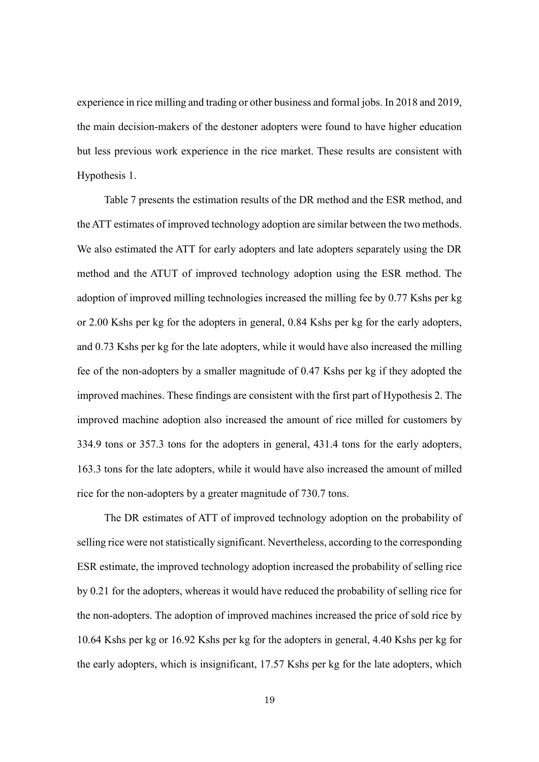experience in rice milling and trading or other business and formal jobs. In 2018 and 2019, the main decision-makers of the destoner adopters were found to have higher education but less previous work experience in the rice market. These results are consistent with Hypothesis 1.

Table 7 presents the estimation results of the DR method and the ESR method, and the ATT estimates of improved technology adoption are similar between the two methods. We also estimated the ATT for early adopters and late adopters separately using the DR method and the ATUT of improved technology adoption using the ESR method. The adoption of improved milling technologies increased the milling fee by 0.77 Kshs per kg or 2.00 Kshs per kg for the adopters in general, 0.84 Kshs per kg for the early adopters, and 0.73 Kshs per kg for the late adopters, while it would have also increased the milling fee of the non-adopters by a smaller magnitude of 0.47 Kshs per kg if they adopted the improved machines. These findings are consistent with the first part of Hypothesis 2. The improved machine adoption also increased the amount of rice milled for customers by 334.9 tons or 357.3 tons for the adopters in general, 431.4 tons for the early adopters, 163.3 tons for the late adopters, while it would have also increased the amount of milled rice for the non-adopters by a greater magnitude of 730.7 tons.

The DR estimates of ATT of improved technology adoption on the probability of selling rice were not statistically significant. Nevertheless, according to the corresponding ESR estimate, the improved technology adoption increased the probability of selling rice by 0.21 for the adopters, whereas it would have reduced the probability of selling rice for the non-adopters. The adoption of improved machines increased the price of sold rice by 10.64 Kshs per kg or 16.92 Kshs per kg for the adopters in general, 4.40 Kshs per kg for the early adopters, which is insignificant, 17.57 Kshs per kg for the late adopters, which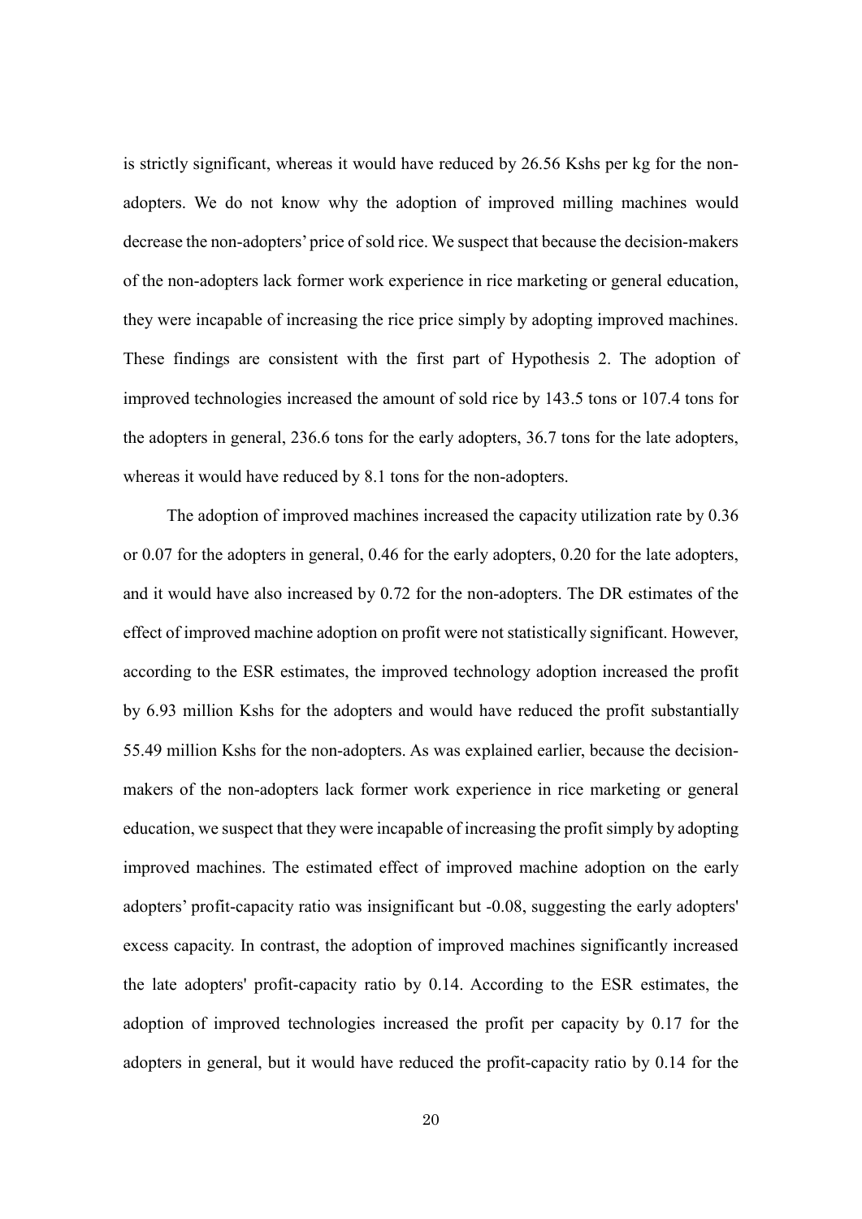is strictly significant, whereas it would have reduced by 26.56 Kshs per kg for the non-adopters. We do not know why the adoption of improved milling machines would decrease the non-adopters' price of sold rice. We suspect that because the decision-makers of the non-adopters lack former work experience in rice marketing or general education, they were incapable of increasing the rice price simply by adopting improved machines. These findings are consistent with the first part of Hypothesis 2. The adoption of improved technologies increased the amount of sold rice by 143.5 tons or 107.4 tons for the adopters in general, 236.6 tons for the early adopters, 36.7 tons for the late adopters, whereas it would have reduced by 8.1 tons for the non-adopters.

The adoption of improved machines increased the capacity utilization rate by 0.36 or 0.07 for the adopters in general, 0.46 for the early adopters, 0.20 for the late adopters, and it would have also increased by 0.72 for the non-adopters. The DR estimates of the effect of improved machine adoption on profit were not statistically significant. However, according to the ESR estimates, the improved technology adoption increased the profit by 6.93 million Kshs for the adopters and would have reduced the profit substantially 55.49 million Kshs for the non-adopters. As was explained earlier, because the decision-makers of the non-adopters lack former work experience in rice marketing or general education, we suspect that they were incapable of increasing the profit simply by adopting improved machines. The estimated effect of improved machine adoption on the early adopters' profit-capacity ratio was insignificant but -0.08, suggesting the early adopters' excess capacity. In contrast, the adoption of improved machines significantly increased the late adopters' profit-capacity ratio by 0.14. According to the ESR estimates, the adoption of improved technologies increased the profit per capacity by 0.17 for the adopters in general, but it would have reduced the profit-capacity ratio by 0.14 for the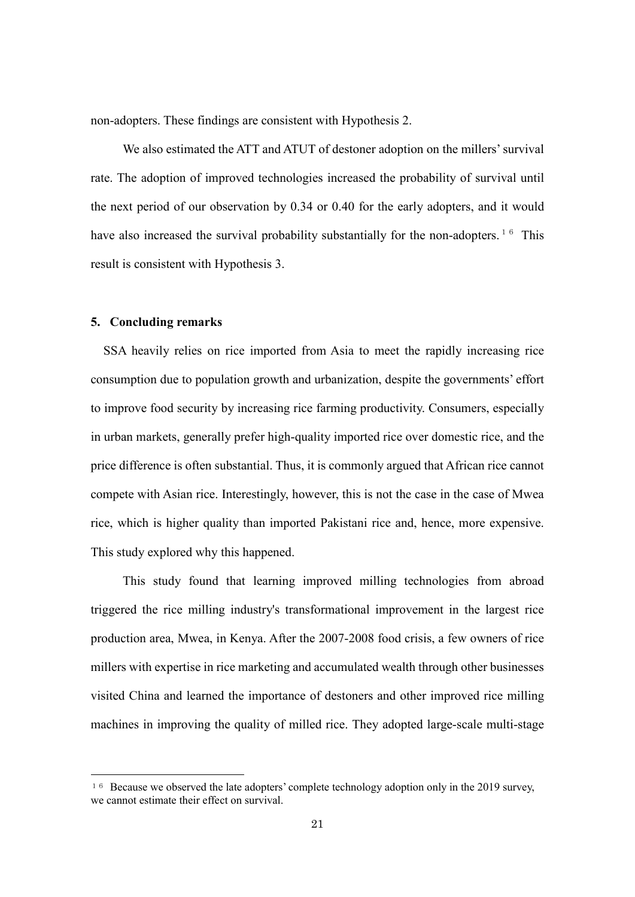non-adopters. These findings are consistent with Hypothesis 2.

We also estimated the ATT and ATUT of destoner adoption on the millers' survival rate. The adoption of improved technologies increased the probability of survival until the next period of our observation by 0.34 or 0.40 for the early adopters, and it would have also increased the survival probability substantially for the non-adopters.[16] This result is consistent with Hypothesis 3.

## 5. Concluding remarks

SSA heavily relies on rice imported from Asia to meet the rapidly increasing rice consumption due to population growth and urbanization, despite the governments' effort to improve food security by increasing rice farming productivity. Consumers, especially in urban markets, generally prefer high-quality imported rice over domestic rice, and the price difference is often substantial. Thus, it is commonly argued that African rice cannot compete with Asian rice. Interestingly, however, this is not the case in the case of Mwea rice, which is higher quality than imported Pakistani rice and, hence, more expensive. This study explored why this happened.

This study found that learning improved milling technologies from abroad triggered the rice milling industry's transformational improvement in the largest rice production area, Mwea, in Kenya. After the 2007-2008 food crisis, a few owners of rice millers with expertise in rice marketing and accumulated wealth through other businesses visited China and learned the importance of destoners and other improved rice milling machines in improving the quality of milled rice. They adopted large-scale multi-stage

[16] Because we observed the late adopters' complete technology adoption only in the 2019 survey, we cannot estimate their effect on survival.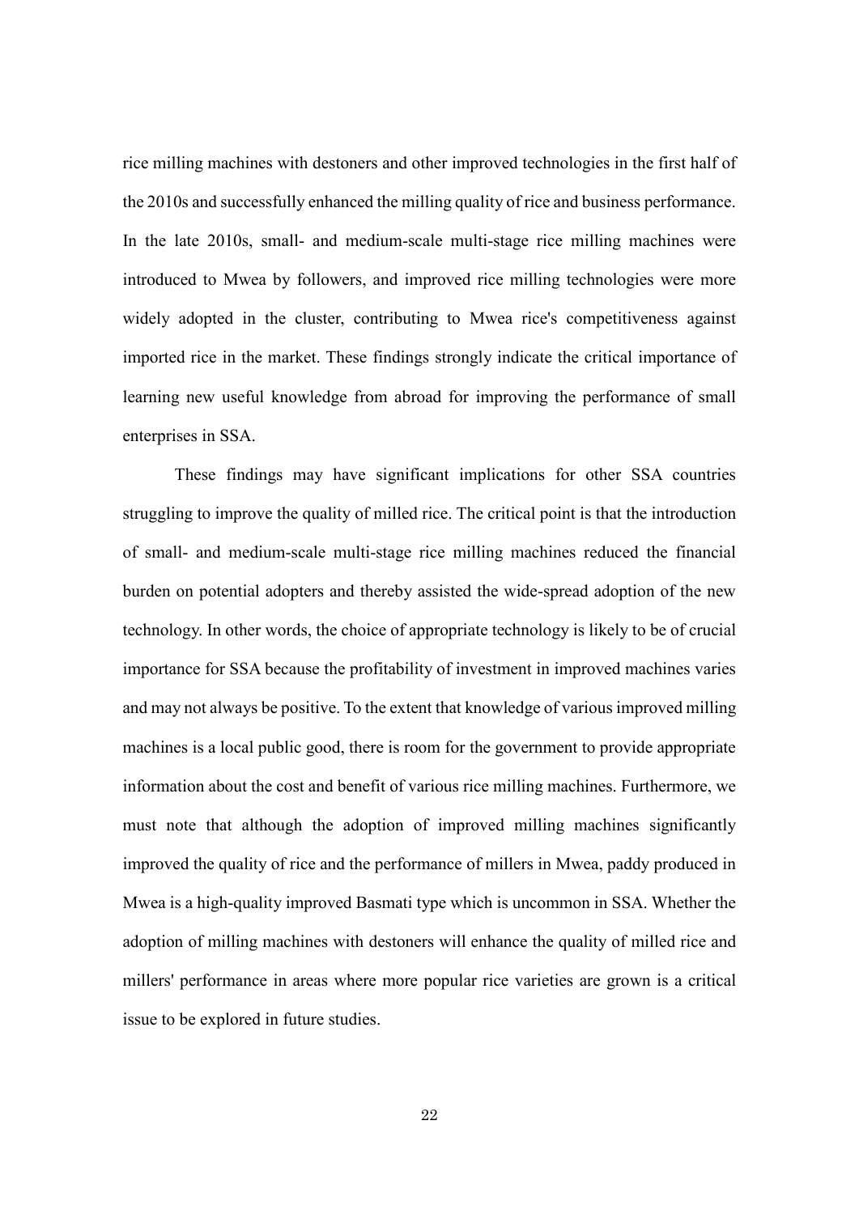rice milling machines with destoners and other improved technologies in the first half of the 2010s and successfully enhanced the milling quality of rice and business performance. In the late 2010s, small- and medium-scale multi-stage rice milling machines were introduced to Mwea by followers, and improved rice milling technologies were more widely adopted in the cluster, contributing to Mwea rice's competitiveness against imported rice in the market. These findings strongly indicate the critical importance of learning new useful knowledge from abroad for improving the performance of small enterprises in SSA.

These findings may have significant implications for other SSA countries struggling to improve the quality of milled rice. The critical point is that the introduction of small- and medium-scale multi-stage rice milling machines reduced the financial burden on potential adopters and thereby assisted the wide-spread adoption of the new technology. In other words, the choice of appropriate technology is likely to be of crucial importance for SSA because the profitability of investment in improved machines varies and may not always be positive. To the extent that knowledge of various improved milling machines is a local public good, there is room for the government to provide appropriate information about the cost and benefit of various rice milling machines. Furthermore, we must note that although the adoption of improved milling machines significantly improved the quality of rice and the performance of millers in Mwea, paddy produced in Mwea is a high-quality improved Basmati type which is uncommon in SSA. Whether the adoption of milling machines with destoners will enhance the quality of milled rice and millers' performance in areas where more popular rice varieties are grown is a critical issue to be explored in future studies.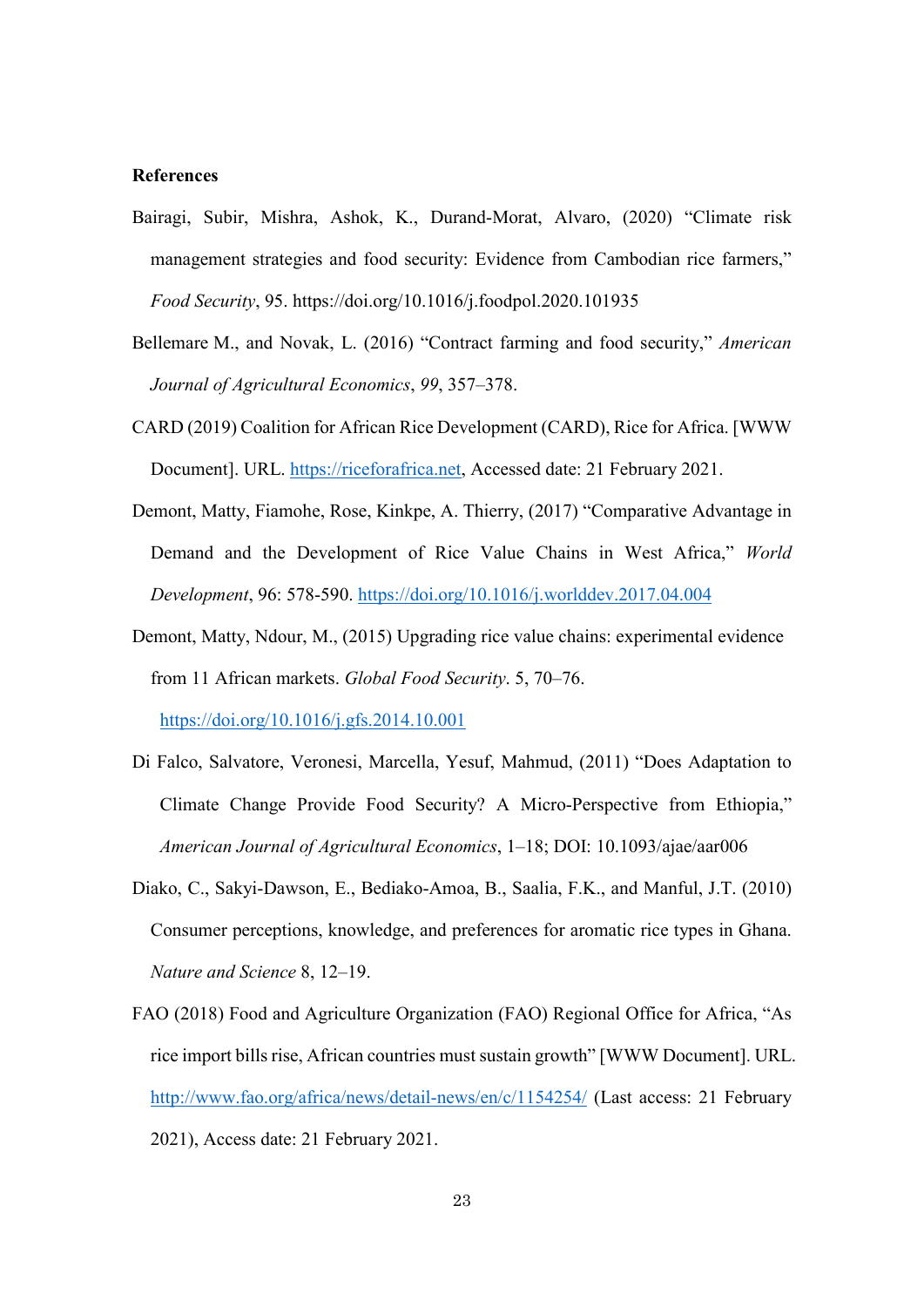**References**

Bairagi, Subir, Mishra, Ashok, K., Durand-Morat, Alvaro, (2020) "Climate risk management strategies and food security: Evidence from Cambodian rice farmers," *Food Security*, 95. https://doi.org/10.1016/j.foodpol.2020.101935

Bellemare M., and Novak, L. (2016) "Contract farming and food security," *American Journal of Agricultural Economics*, *99*, 357–378.

CARD (2019) Coalition for African Rice Development (CARD), Rice for Africa. [WWW Document]. URL. https://riceforafrica.net, Accessed date: 21 February 2021.

Demont, Matty, Fiamohe, Rose, Kinkpe, A. Thierry, (2017) "Comparative Advantage in Demand and the Development of Rice Value Chains in West Africa," *World Development*, 96: 578-590. https://doi.org/10.1016/j.worlddev.2017.04.004

Demont, Matty, Ndour, M., (2015) Upgrading rice value chains: experimental evidence from 11 African markets. *Global Food Security*. 5, 70–76. https://doi.org/10.1016/j.gfs.2014.10.001

Di Falco, Salvatore, Veronesi, Marcella, Yesuf, Mahmud, (2011) "Does Adaptation to Climate Change Provide Food Security? A Micro-Perspective from Ethiopia," *American Journal of Agricultural Economics*, 1–18; DOI: 10.1093/ajae/aar006

Diako, C., Sakyi-Dawson, E., Bediako-Amoa, B., Saalia, F.K., and Manful, J.T. (2010) Consumer perceptions, knowledge, and preferences for aromatic rice types in Ghana. *Nature and Science* 8, 12–19.

FAO (2018) Food and Agriculture Organization (FAO) Regional Office for Africa, "As rice import bills rise, African countries must sustain growth" [WWW Document]. URL. http://www.fao.org/africa/news/detail-news/en/c/1154254/ (Last access: 21 February 2021), Access date: 21 February 2021.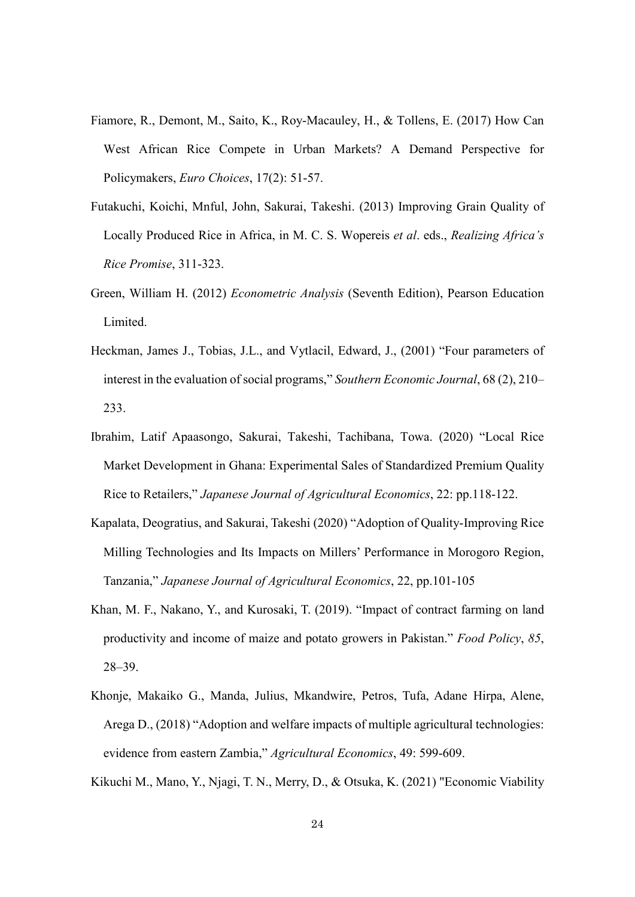Fiamore, R., Demont, M., Saito, K., Roy-Macauley, H., & Tollens, E. (2017) How Can West African Rice Compete in Urban Markets? A Demand Perspective for Policymakers, *Euro Choices*, 17(2): 51-57.

Futakuchi, Koichi, Mnful, John, Sakurai, Takeshi. (2013) Improving Grain Quality of Locally Produced Rice in Africa, in M. C. S. Wopereis *et al*. eds., *Realizing Africa's Rice Promise*, 311-323.

Green, William H. (2012) *Econometric Analysis* (Seventh Edition), Pearson Education Limited.

Heckman, James J., Tobias, J.L., and Vytlacil, Edward, J., (2001) "Four parameters of interest in the evaluation of social programs," *Southern Economic Journal*, 68 (2), 210–233.

Ibrahim, Latif Apaasongo, Sakurai, Takeshi, Tachibana, Towa. (2020) "Local Rice Market Development in Ghana: Experimental Sales of Standardized Premium Quality Rice to Retailers," *Japanese Journal of Agricultural Economics*, 22: pp.118-122.

Kapalata, Deogratius, and Sakurai, Takeshi (2020) "Adoption of Quality-Improving Rice Milling Technologies and Its Impacts on Millers' Performance in Morogoro Region, Tanzania," *Japanese Journal of Agricultural Economics*, 22, pp.101-105

Khan, M. F., Nakano, Y., and Kurosaki, T. (2019). "Impact of contract farming on land productivity and income of maize and potato growers in Pakistan." *Food Policy*, *85*, 28–39.

Khonje, Makaiko G., Manda, Julius, Mkandwire, Petros, Tufa, Adane Hirpa, Alene, Arega D., (2018) "Adoption and welfare impacts of multiple agricultural technologies: evidence from eastern Zambia," *Agricultural Economics*, 49: 599-609.

Kikuchi M., Mano, Y., Njagi, T. N., Merry, D., & Otsuka, K. (2021) "Economic Viability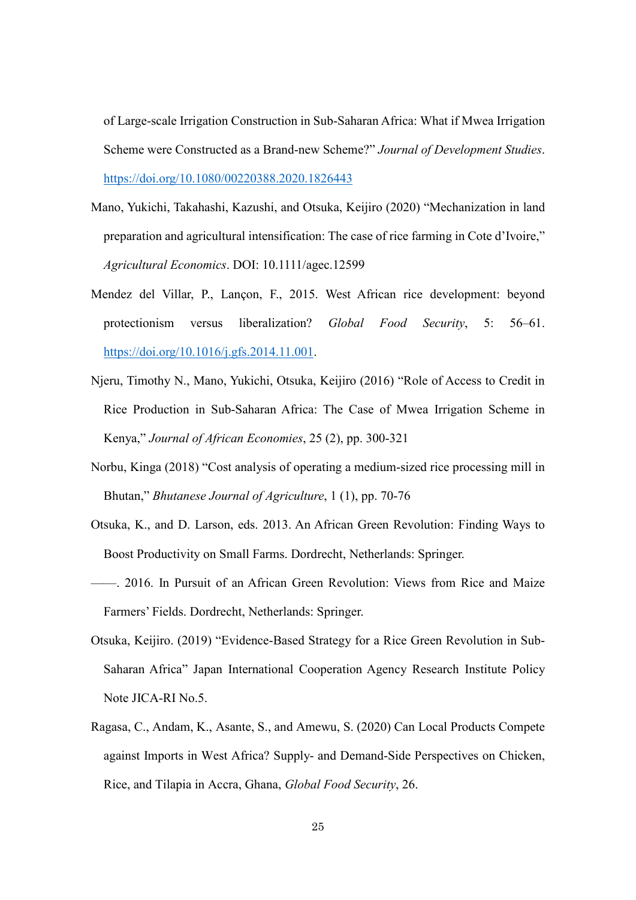of Large-scale Irrigation Construction in Sub-Saharan Africa: What if Mwea Irrigation Scheme were Constructed as a Brand-new Scheme?" *Journal of Development Studies*. https://doi.org/10.1080/00220388.2020.1826443

Mano, Yukichi, Takahashi, Kazushi, and Otsuka, Keijiro (2020) "Mechanization in land preparation and agricultural intensification: The case of rice farming in Cote d'Ivoire," *Agricultural Economics*. DOI: 10.1111/agec.12599

Mendez del Villar, P., Lançon, F., 2015. West African rice development: beyond protectionism versus liberalization? *Global Food Security*, 5: 56–61. https://doi.org/10.1016/j.gfs.2014.11.001.

Njeru, Timothy N., Mano, Yukichi, Otsuka, Keijiro (2016) "Role of Access to Credit in Rice Production in Sub-Saharan Africa: The Case of Mwea Irrigation Scheme in Kenya," *Journal of African Economies*, 25 (2), pp. 300-321

Norbu, Kinga (2018) "Cost analysis of operating a medium-sized rice processing mill in Bhutan," *Bhutanese Journal of Agriculture*, 1 (1), pp. 70-76

Otsuka, K., and D. Larson, eds. 2013. An African Green Revolution: Finding Ways to Boost Productivity on Small Farms. Dordrecht, Netherlands: Springer.

——. 2016. In Pursuit of an African Green Revolution: Views from Rice and Maize Farmers' Fields. Dordrecht, Netherlands: Springer.

Otsuka, Keijiro. (2019) "Evidence-Based Strategy for a Rice Green Revolution in Sub-Saharan Africa" Japan International Cooperation Agency Research Institute Policy Note JICA-RI No.5.

Ragasa, C., Andam, K., Asante, S., and Amewu, S. (2020) Can Local Products Compete against Imports in West Africa? Supply- and Demand-Side Perspectives on Chicken, Rice, and Tilapia in Accra, Ghana, *Global Food Security*, 26.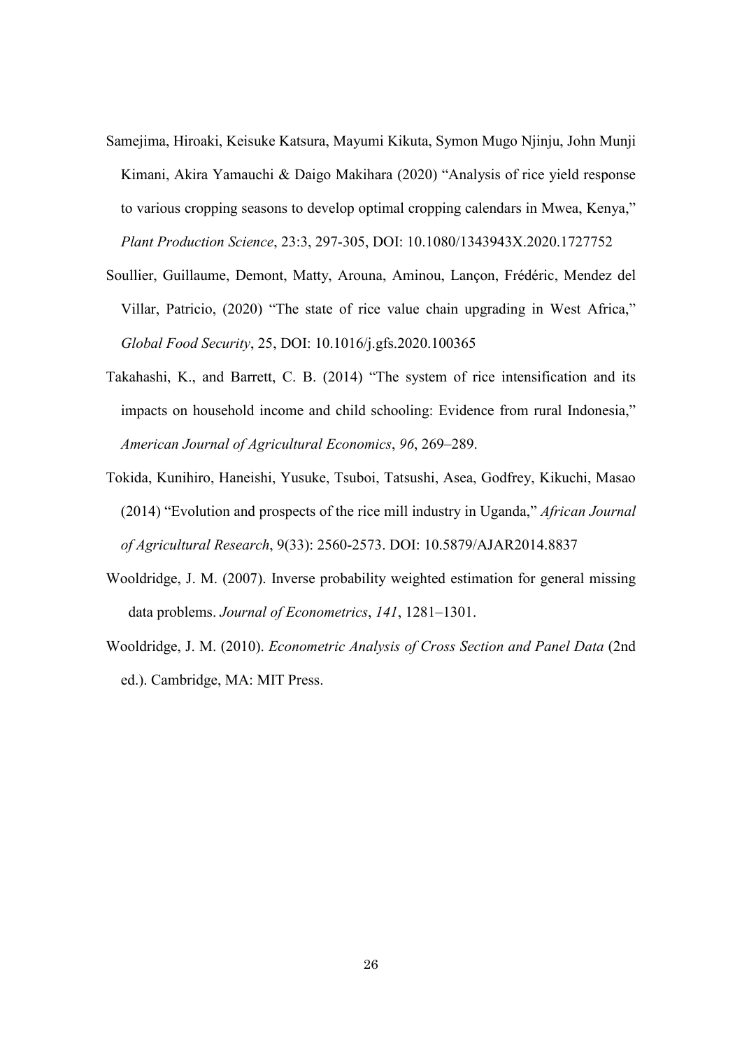Samejima, Hiroaki, Keisuke Katsura, Mayumi Kikuta, Symon Mugo Njinju, John Munji Kimani, Akira Yamauchi & Daigo Makihara (2020) "Analysis of rice yield response to various cropping seasons to develop optimal cropping calendars in Mwea, Kenya," *Plant Production Science*, 23:3, 297-305, DOI: 10.1080/1343943X.2020.1727752

Soullier, Guillaume, Demont, Matty, Arouna, Aminou, Lançon, Frédéric, Mendez del Villar, Patricio, (2020) "The state of rice value chain upgrading in West Africa," *Global Food Security*, 25, DOI: 10.1016/j.gfs.2020.100365

Takahashi, K., and Barrett, C. B. (2014) "The system of rice intensification and its impacts on household income and child schooling: Evidence from rural Indonesia," *American Journal of Agricultural Economics*, *96*, 269–289.

Tokida, Kunihiro, Haneishi, Yusuke, Tsuboi, Tatsushi, Asea, Godfrey, Kikuchi, Masao (2014) "Evolution and prospects of the rice mill industry in Uganda," *African Journal of Agricultural Research*, 9(33): 2560-2573. DOI: 10.5879/AJAR2014.8837

Wooldridge, J. M. (2007). Inverse probability weighted estimation for general missing data problems. *Journal of Econometrics*, *141*, 1281–1301.

Wooldridge, J. M. (2010). *Econometric Analysis of Cross Section and Panel Data* (2nd ed.). Cambridge, MA: MIT Press.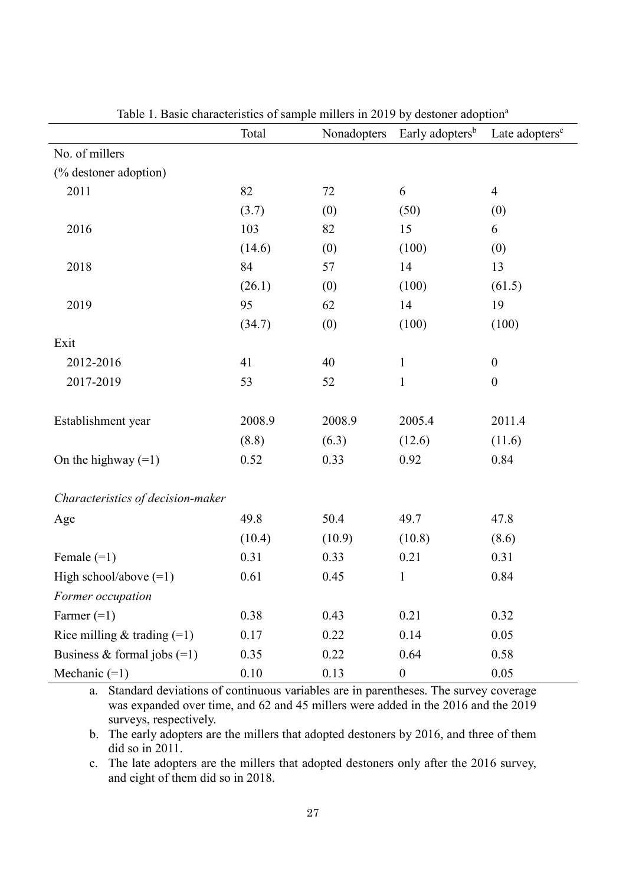Table 1. Basic characteristics of sample millers in 2019 by destoner adoption[a]

| | Total | Nonadopters | Early adopters[b] | Late adopters[c] |
|---|---|---|---|---|
| No. of millers | | | | |
| (% destoner adoption) | | | | |
| 2011 | 82 | 72 | 6 | 4 |
| | (3.7) | (0) | (50) | (0) |
| 2016 | 103 | 82 | 15 | 6 |
| | (14.6) | (0) | (100) | (0) |
| 2018 | 84 | 57 | 14 | 13 |
| | (26.1) | (0) | (100) | (61.5) |
| 2019 | 95 | 62 | 14 | 19 |
| | (34.7) | (0) | (100) | (100) |
| Exit | | | | |
| 2012-2016 | 41 | 40 | 1 | 0 |
| 2017-2019 | 53 | 52 | 1 | 0 |
| Establishment year | 2008.9 | 2008.9 | 2005.4 | 2011.4 |
| | (8.8) | (6.3) | (12.6) | (11.6) |
| On the highway (=1) | 0.52 | 0.33 | 0.92 | 0.84 |
| *Characteristics of decision-maker* | | | | |
| Age | 49.8 | 50.4 | 49.7 | 47.8 |
| | (10.4) | (10.9) | (10.8) | (8.6) |
| Female (=1) | 0.31 | 0.33 | 0.21 | 0.31 |
| High school/above (=1) | 0.61 | 0.45 | 1 | 0.84 |
| *Former occupation* | | | | |
| Farmer (=1) | 0.38 | 0.43 | 0.21 | 0.32 |
| Rice milling & trading (=1) | 0.17 | 0.22 | 0.14 | 0.05 |
| Business & formal jobs (=1) | 0.35 | 0.22 | 0.64 | 0.58 |
| Mechanic (=1) | 0.10 | 0.13 | 0 | 0.05 |

a. Standard deviations of continuous variables are in parentheses. The survey coverage was expanded over time, and 62 and 45 millers were added in the 2016 and the 2019 surveys, respectively.

b. The early adopters are the millers that adopted destoners by 2016, and three of them did so in 2011.

c. The late adopters are the millers that adopted destoners only after the 2016 survey, and eight of them did so in 2018.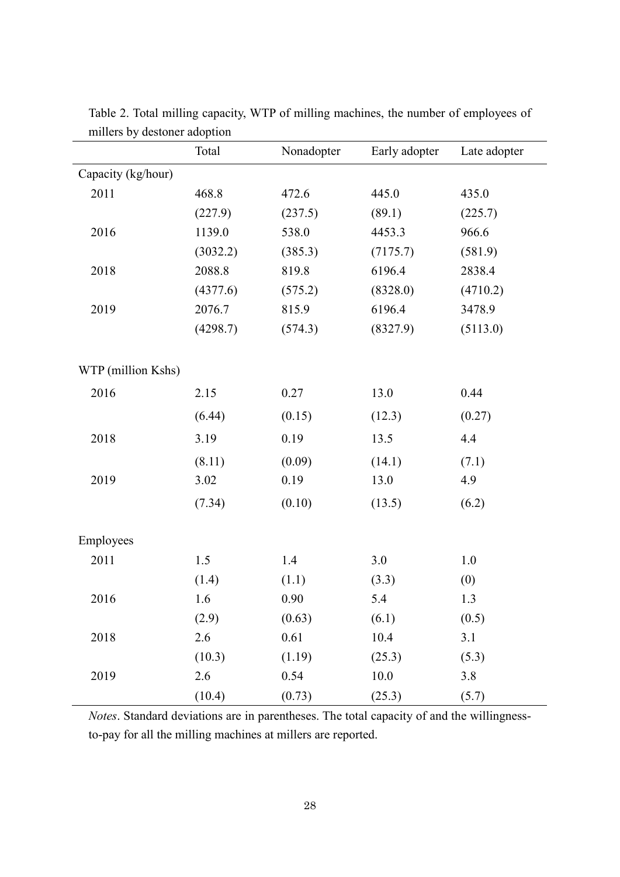Table 2. Total milling capacity, WTP of milling machines, the number of employees of millers by destoner adoption

| | Total | Nonadopter | Early adopter | Late adopter |
|---|---|---|---|---|
| Capacity (kg/hour) | | | | |
| 2011 | 468.8 | 472.6 | 445.0 | 435.0 |
| | (227.9) | (237.5) | (89.1) | (225.7) |
| 2016 | 1139.0 | 538.0 | 4453.3 | 966.6 |
| | (3032.2) | (385.3) | (7175.7) | (581.9) |
| 2018 | 2088.8 | 819.8 | 6196.4 | 2838.4 |
| | (4377.6) | (575.2) | (8328.0) | (4710.2) |
| 2019 | 2076.7 | 815.9 | 6196.4 | 3478.9 |
| | (4298.7) | (574.3) | (8327.9) | (5113.0) |
| WTP (million Kshs) | | | | |
| 2016 | 2.15 | 0.27 | 13.0 | 0.44 |
| | (6.44) | (0.15) | (12.3) | (0.27) |
| 2018 | 3.19 | 0.19 | 13.5 | 4.4 |
| | (8.11) | (0.09) | (14.1) | (7.1) |
| 2019 | 3.02 | 0.19 | 13.0 | 4.9 |
| | (7.34) | (0.10) | (13.5) | (6.2) |
| Employees | | | | |
| 2011 | 1.5 | 1.4 | 3.0 | 1.0 |
| | (1.4) | (1.1) | (3.3) | (0) |
| 2016 | 1.6 | 0.90 | 5.4 | 1.3 |
| | (2.9) | (0.63) | (6.1) | (0.5) |
| 2018 | 2.6 | 0.61 | 10.4 | 3.1 |
| | (10.3) | (1.19) | (25.3) | (5.3) |
| 2019 | 2.6 | 0.54 | 10.0 | 3.8 |
| | (10.4) | (0.73) | (25.3) | (5.7) |

*Notes*. Standard deviations are in parentheses. The total capacity of and the willingness-to-pay for all the milling machines at millers are reported.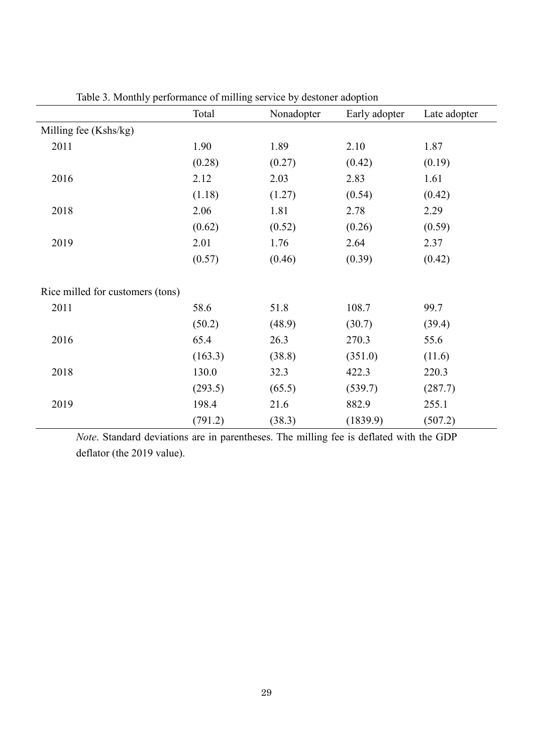Table 3. Monthly performance of milling service by destoner adoption

| | Total | Nonadopter | Early adopter | Late adopter |
|---|---|---|---|---|
| Milling fee (Kshs/kg) | | | | |
| 2011 | 1.90 | 1.89 | 2.10 | 1.87 |
| | (0.28) | (0.27) | (0.42) | (0.19) |
| 2016 | 2.12 | 2.03 | 2.83 | 1.61 |
| | (1.18) | (1.27) | (0.54) | (0.42) |
| 2018 | 2.06 | 1.81 | 2.78 | 2.29 |
| | (0.62) | (0.52) | (0.26) | (0.59) |
| 2019 | 2.01 | 1.76 | 2.64 | 2.37 |
| | (0.57) | (0.46) | (0.39) | (0.42) |
| Rice milled for customers (tons) | | | | |
| 2011 | 58.6 | 51.8 | 108.7 | 99.7 |
| | (50.2) | (48.9) | (30.7) | (39.4) |
| 2016 | 65.4 | 26.3 | 270.3 | 55.6 |
| | (163.3) | (38.8) | (351.0) | (11.6) |
| 2018 | 130.0 | 32.3 | 422.3 | 220.3 |
| | (293.5) | (65.5) | (539.7) | (287.7) |
| 2019 | 198.4 | 21.6 | 882.9 | 255.1 |
| | (791.2) | (38.3) | (1839.9) | (507.2) |

*Note*. Standard deviations are in parentheses. The milling fee is deflated with the GDP deflator (the 2019 value).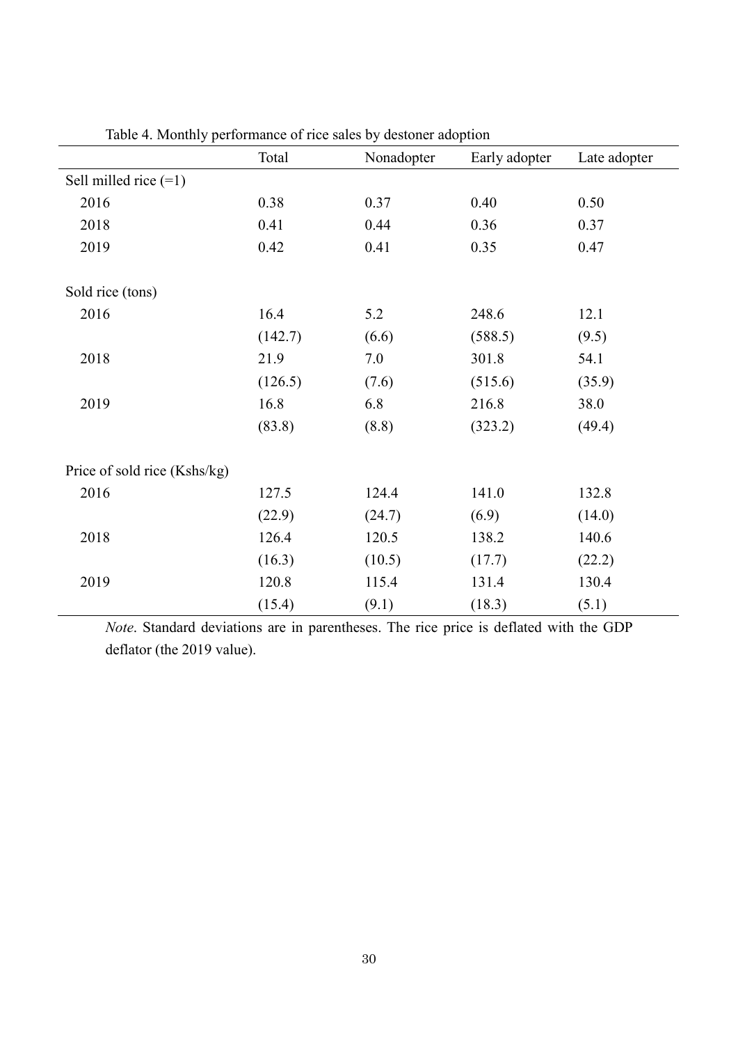Table 4. Monthly performance of rice sales by destoner adoption

| | Total | Nonadopter | Early adopter | Late adopter |
|---|---|---|---|---|
| Sell milled rice (=1) | | | | |
| 2016 | 0.38 | 0.37 | 0.40 | 0.50 |
| 2018 | 0.41 | 0.44 | 0.36 | 0.37 |
| 2019 | 0.42 | 0.41 | 0.35 | 0.47 |
| | | | | |
| Sold rice (tons) | | | | |
| 2016 | 16.4 | 5.2 | 248.6 | 12.1 |
| | (142.7) | (6.6) | (588.5) | (9.5) |
| 2018 | 21.9 | 7.0 | 301.8 | 54.1 |
| | (126.5) | (7.6) | (515.6) | (35.9) |
| 2019 | 16.8 | 6.8 | 216.8 | 38.0 |
| | (83.8) | (8.8) | (323.2) | (49.4) |
| | | | | |
| Price of sold rice (Kshs/kg) | | | | |
| 2016 | 127.5 | 124.4 | 141.0 | 132.8 |
| | (22.9) | (24.7) | (6.9) | (14.0) |
| 2018 | 126.4 | 120.5 | 138.2 | 140.6 |
| | (16.3) | (10.5) | (17.7) | (22.2) |
| 2019 | 120.8 | 115.4 | 131.4 | 130.4 |
| | (15.4) | (9.1) | (18.3) | (5.1) |

*Note*. Standard deviations are in parentheses. The rice price is deflated with the GDP deflator (the 2019 value).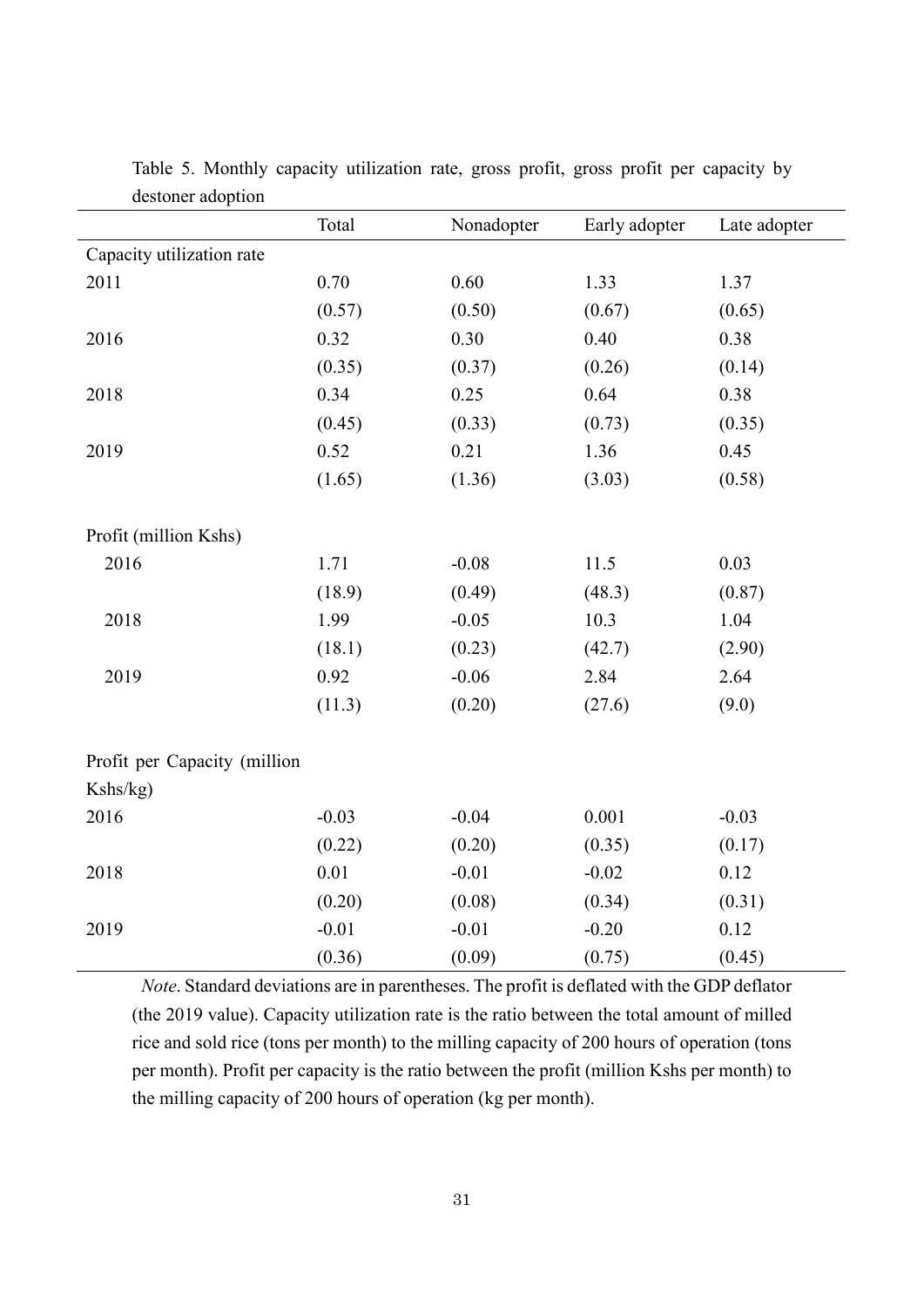Table 5. Monthly capacity utilization rate, gross profit, gross profit per capacity by destoner adoption

| | Total | Nonadopter | Early adopter | Late adopter |
|---|---|---|---|---|
| Capacity utilization rate | | | | |
| 2011 | 0.70 | 0.60 | 1.33 | 1.37 |
| | (0.57) | (0.50) | (0.67) | (0.65) |
| 2016 | 0.32 | 0.30 | 0.40 | 0.38 |
| | (0.35) | (0.37) | (0.26) | (0.14) |
| 2018 | 0.34 | 0.25 | 0.64 | 0.38 |
| | (0.45) | (0.33) | (0.73) | (0.35) |
| 2019 | 0.52 | 0.21 | 1.36 | 0.45 |
| | (1.65) | (1.36) | (3.03) | (0.58) |
| Profit (million Kshs) | | | | |
| 2016 | 1.71 | -0.08 | 11.5 | 0.03 |
| | (18.9) | (0.49) | (48.3) | (0.87) |
| 2018 | 1.99 | -0.05 | 10.3 | 1.04 |
| | (18.1) | (0.23) | (42.7) | (2.90) |
| 2019 | 0.92 | -0.06 | 2.84 | 2.64 |
| | (11.3) | (0.20) | (27.6) | (9.0) |
| Profit per Capacity (million Kshs/kg) | | | | |
| 2016 | -0.03 | -0.04 | 0.001 | -0.03 |
| | (0.22) | (0.20) | (0.35) | (0.17) |
| 2018 | 0.01 | -0.01 | -0.02 | 0.12 |
| | (0.20) | (0.08) | (0.34) | (0.31) |
| 2019 | -0.01 | -0.01 | -0.20 | 0.12 |
| | (0.36) | (0.09) | (0.75) | (0.45) |

*Note*. Standard deviations are in parentheses. The profit is deflated with the GDP deflator (the 2019 value). Capacity utilization rate is the ratio between the total amount of milled rice and sold rice (tons per month) to the milling capacity of 200 hours of operation (tons per month). Profit per capacity is the ratio between the profit (million Kshs per month) to the milling capacity of 200 hours of operation (kg per month).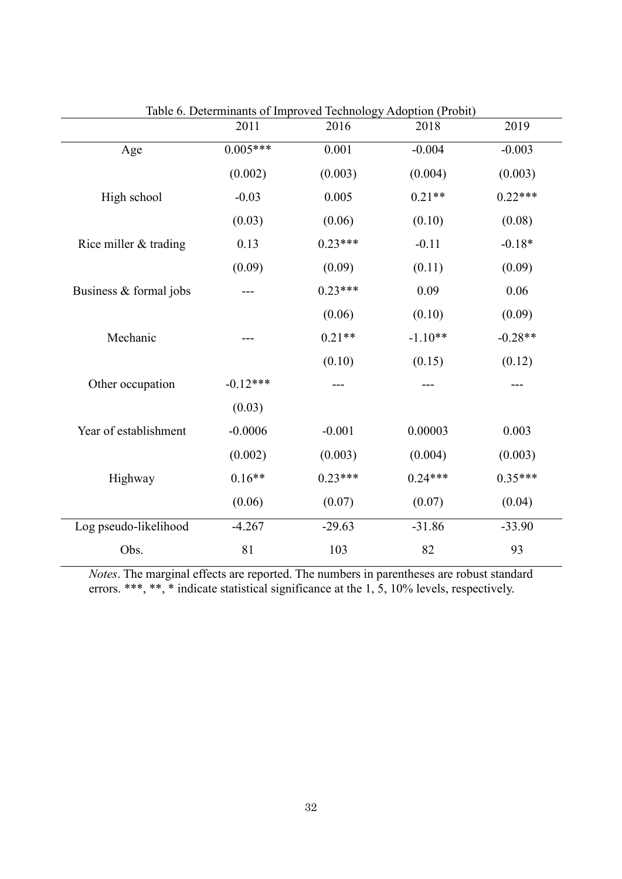Table 6. Determinants of Improved Technology Adoption (Probit)

| | 2011 | 2016 | 2018 | 2019 |
|---|---|---|---|---|
| Age | 0.005*** | 0.001 | -0.004 | -0.003 |
| | (0.002) | (0.003) | (0.004) | (0.003) |
| High school | -0.03 | 0.005 | 0.21** | 0.22*** |
| | (0.03) | (0.06) | (0.10) | (0.08) |
| Rice miller & trading | 0.13 | 0.23*** | -0.11 | -0.18* |
| | (0.09) | (0.09) | (0.11) | (0.09) |
| Business & formal jobs | --- | 0.23*** | 0.09 | 0.06 |
| | | (0.06) | (0.10) | (0.09) |
| Mechanic | --- | 0.21** | -1.10** | -0.28** |
| | | (0.10) | (0.15) | (0.12) |
| Other occupation | -0.12*** | --- | --- | --- |
| | (0.03) | | | |
| Year of establishment | -0.0006 | -0.001 | 0.00003 | 0.003 |
| | (0.002) | (0.003) | (0.004) | (0.003) |
| Highway | 0.16** | 0.23*** | 0.24*** | 0.35*** |
| | (0.06) | (0.07) | (0.07) | (0.04) |
| Log pseudo-likelihood | -4.267 | -29.63 | -31.86 | -33.90 |
| Obs. | 81 | 103 | 82 | 93 |

*Notes*. The marginal effects are reported. The numbers in parentheses are robust standard errors. ***, **, * indicate statistical significance at the 1, 5, 10% levels, respectively.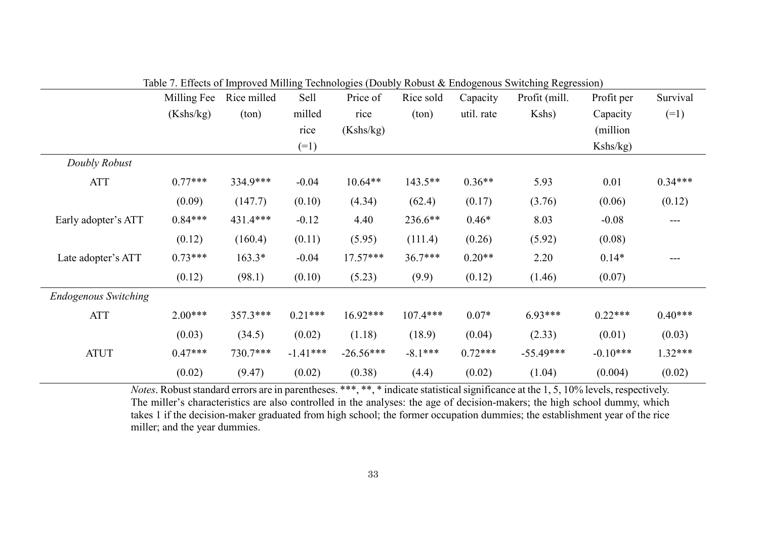Table 7. Effects of Improved Milling Technologies (Doubly Robust & Endogenous Switching Regression)

| | Milling Fee (Kshs/kg) | Rice milled (ton) | Sell milled rice (=1) | Price of rice (Kshs/kg) | Rice sold (ton) | Capacity util. rate | Profit (mill. Kshs) | Profit per Capacity (million Kshs/kg) | Survival (=1) |
|---|---|---|---|---|---|---|---|---|---|
| *Doubly Robust* | | | | | | | | | |
| ATT | 0.77*** | 334.9*** | -0.04 | 10.64** | 143.5** | 0.36** | 5.93 | 0.01 | 0.34*** |
| | (0.09) | (147.7) | (0.10) | (4.34) | (62.4) | (0.17) | (3.76) | (0.06) | (0.12) |
| Early adopter's ATT | 0.84*** | 431.4*** | -0.12 | 4.40 | 236.6** | 0.46* | 8.03 | -0.08 | --- |
| | (0.12) | (160.4) | (0.11) | (5.95) | (111.4) | (0.26) | (5.92) | (0.08) | |
| Late adopter's ATT | 0.73*** | 163.3* | -0.04 | 17.57*** | 36.7*** | 0.20** | 2.20 | 0.14* | --- |
| | (0.12) | (98.1) | (0.10) | (5.23) | (9.9) | (0.12) | (1.46) | (0.07) | |
| *Endogenous Switching* | | | | | | | | | |
| ATT | 2.00*** | 357.3*** | 0.21*** | 16.92*** | 107.4*** | 0.07* | 6.93*** | 0.22*** | 0.40*** |
| | (0.03) | (34.5) | (0.02) | (1.18) | (18.9) | (0.04) | (2.33) | (0.01) | (0.03) |
| ATUT | 0.47*** | 730.7*** | -1.41*** | -26.56*** | -8.1*** | 0.72*** | -55.49*** | -0.10*** | 1.32*** |
| | (0.02) | (9.47) | (0.02) | (0.38) | (4.4) | (0.02) | (1.04) | (0.004) | (0.02) |

*Notes*. Robust standard errors are in parentheses. ***, **, * indicate statistical significance at the 1, 5, 10% levels, respectively. The miller's characteristics are also controlled in the analyses: the age of decision-makers; the high school dummy, which takes 1 if the decision-maker graduated from high school; the former occupation dummies; the establishment year of the rice miller; and the year dummies.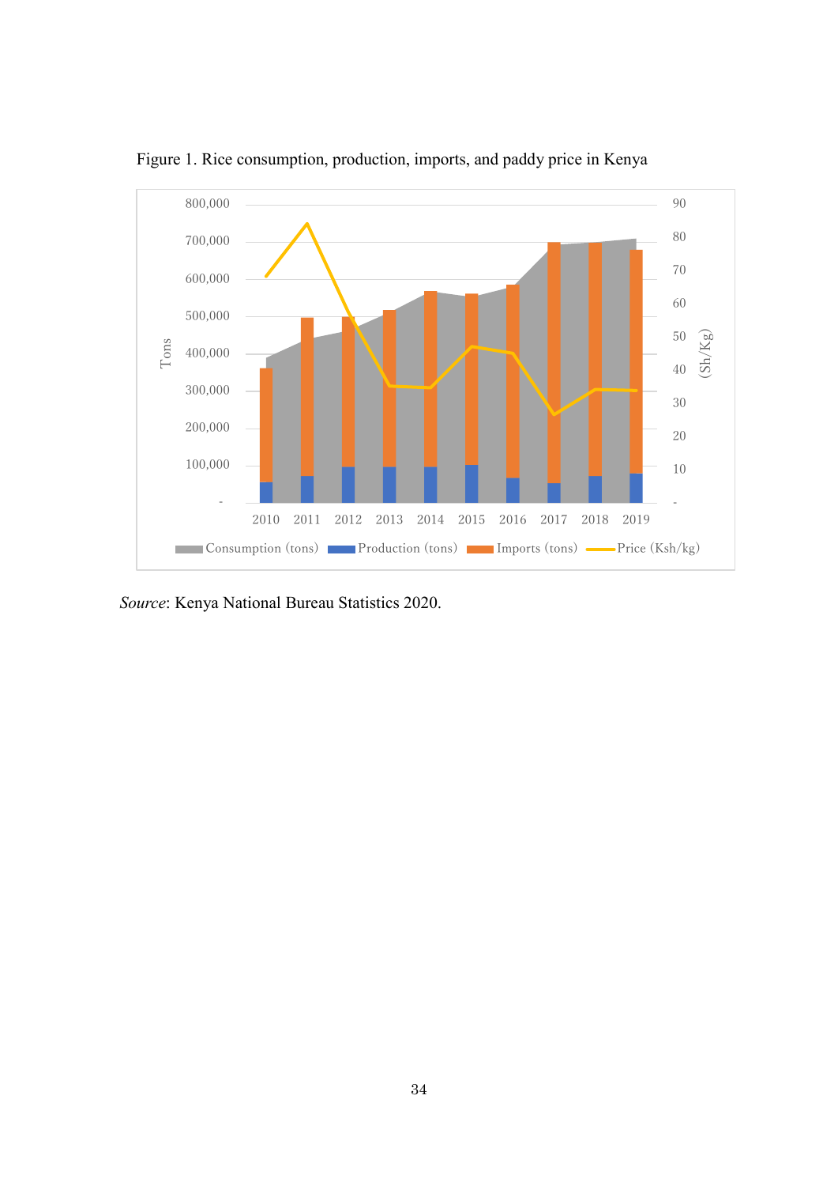Figure 1. Rice consumption, production, imports, and paddy price in Kenya

*Source*: Kenya National Bureau Statistics 2020.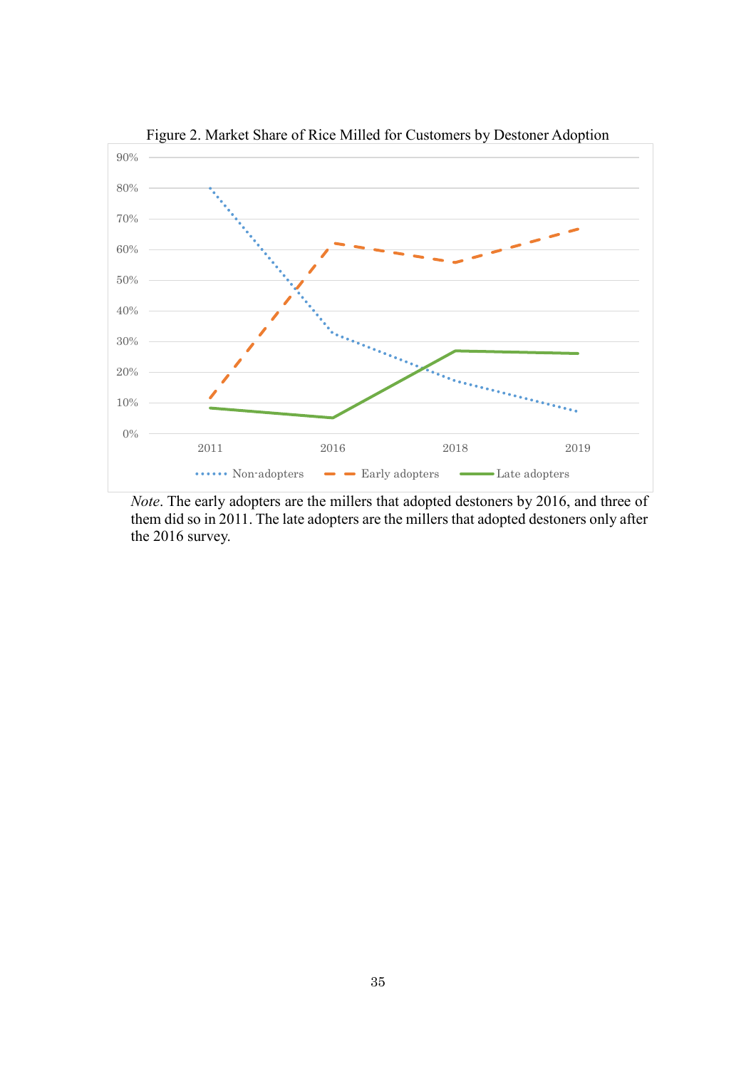Figure 2. Market Share of Rice Milled for Customers by Destoner Adoption

*Note*. The early adopters are the millers that adopted destoners by 2016, and three of them did so in 2011. The late adopters are the millers that adopted destoners only after the 2016 survey.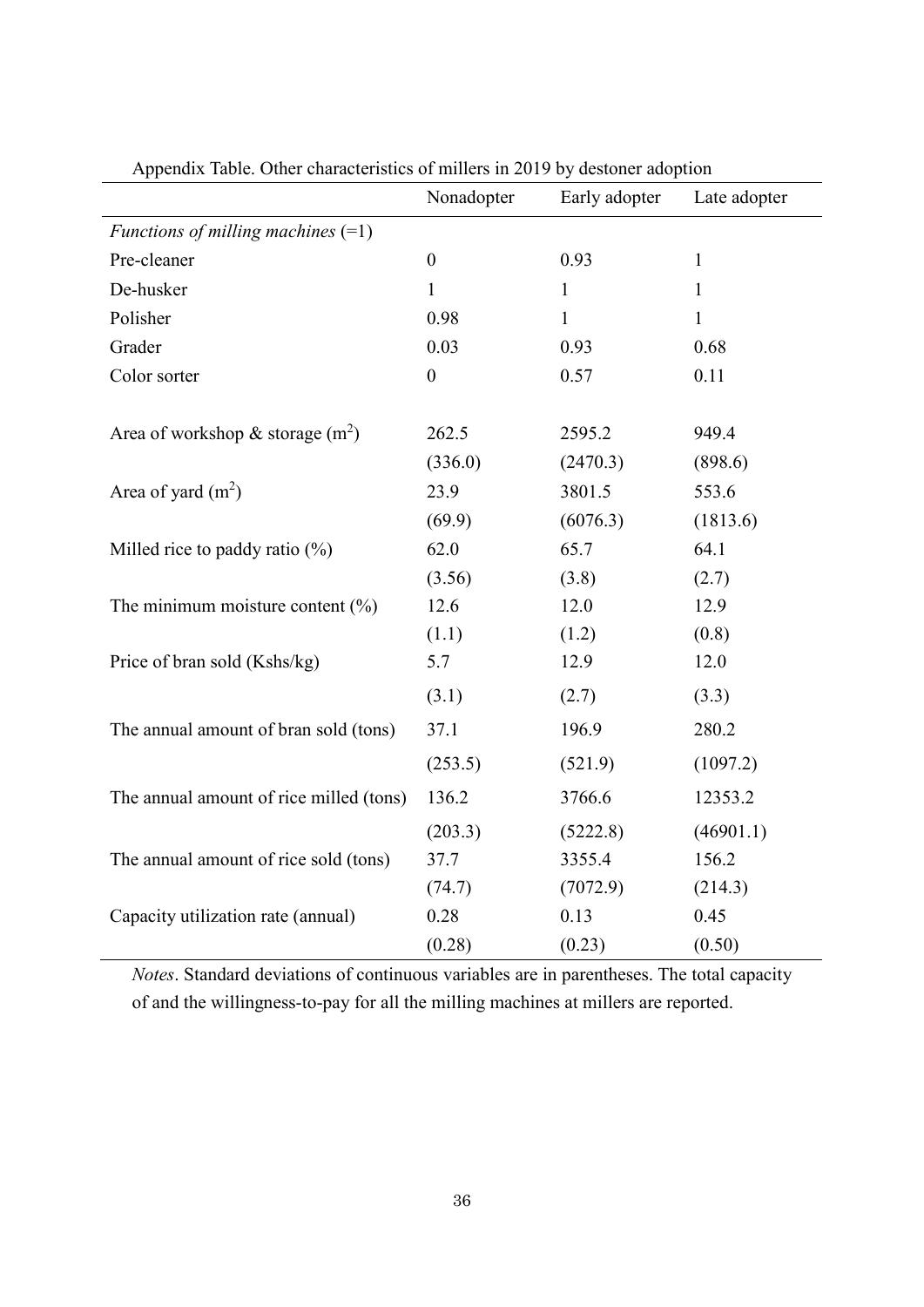Appendix Table. Other characteristics of millers in 2019 by destoner adoption

| | Nonadopter | Early adopter | Late adopter |
|---|---|---|---|
| *Functions of milling machines* (=1) | | | |
| Pre-cleaner | 0 | 0.93 | 1 |
| De-husker | 1 | 1 | 1 |
| Polisher | 0.98 | 1 | 1 |
| Grader | 0.03 | 0.93 | 0.68 |
| Color sorter | 0 | 0.57 | 0.11 |
| | | | |
| Area of workshop & storage ($m^2$) | 262.5 | 2595.2 | 949.4 |
| | (336.0) | (2470.3) | (898.6) |
| Area of yard ($m^2$) | 23.9 | 3801.5 | 553.6 |
| | (69.9) | (6076.3) | (1813.6) |
| Milled rice to paddy ratio (%) | 62.0 | 65.7 | 64.1 |
| | (3.56) | (3.8) | (2.7) |
| The minimum moisture content (%) | 12.6 | 12.0 | 12.9 |
| | (1.1) | (1.2) | (0.8) |
| Price of bran sold (Kshs/kg) | 5.7 | 12.9 | 12.0 |
| | (3.1) | (2.7) | (3.3) |
| The annual amount of bran sold (tons) | 37.1 | 196.9 | 280.2 |
| | (253.5) | (521.9) | (1097.2) |
| The annual amount of rice milled (tons) | 136.2 | 3766.6 | 12353.2 |
| | (203.3) | (5222.8) | (46901.1) |
| The annual amount of rice sold (tons) | 37.7 | 3355.4 | 156.2 |
| | (74.7) | (7072.9) | (214.3) |
| Capacity utilization rate (annual) | 0.28 | 0.13 | 0.45 |
| | (0.28) | (0.23) | (0.50) |

*Notes*. Standard deviations of continuous variables are in parentheses. The total capacity of and the willingness-to-pay for all the milling machines at millers are reported.